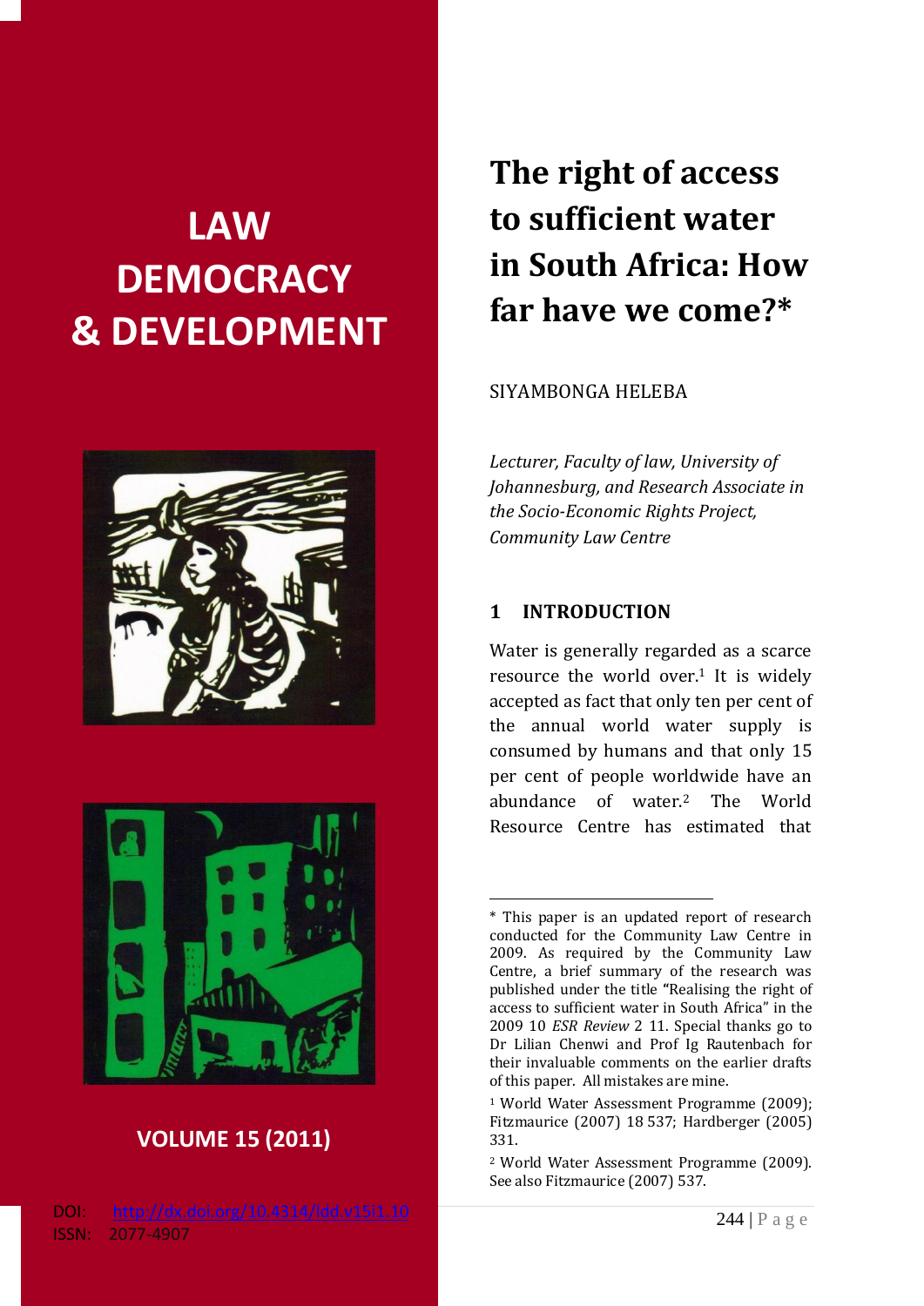LAW DEMOCRACY & DEVELOPMENT

VOLUME 15 (2011)

DOI: http://dx.doi.org/10.4314/ldd.v15i1.10

ISSN: 2077-4907

# The right of access to sufficient water in South Africa: How far have we come?*

SIYAMBONGA HELEBA

*Lecturer, Faculty of law, University of Johannesburg, and Research Associate in the Socio-Economic Rights Project, Community Law Centre*

## 1 INTRODUCTION

Water is generally regarded as a scarce resource the world over.[1] It is widely accepted as fact that only ten per cent of the annual world water supply is consumed by humans and that only 15 per cent of people worldwide have an abundance of water.[2] The World Resource Centre has estimated that

---

* This paper is an updated report of research conducted for the Community Law Centre in 2009. As required by the Community Law Centre, a brief summary of the research was published under the title "Realising the right of access to sufficient water in South Africa" in the 2009 10 *ESR Review* 2 11. Special thanks go to Dr Lilian Chenwi and Prof Ig Rautenbach for their invaluable comments on the earlier drafts of this paper. All mistakes are mine.

[1] World Water Assessment Programme (2009); Fitzmaurice (2007) 18 537; Hardberger (2005) 331.

[2] World Water Assessment Programme (2009). See also Fitzmaurice (2007) 537.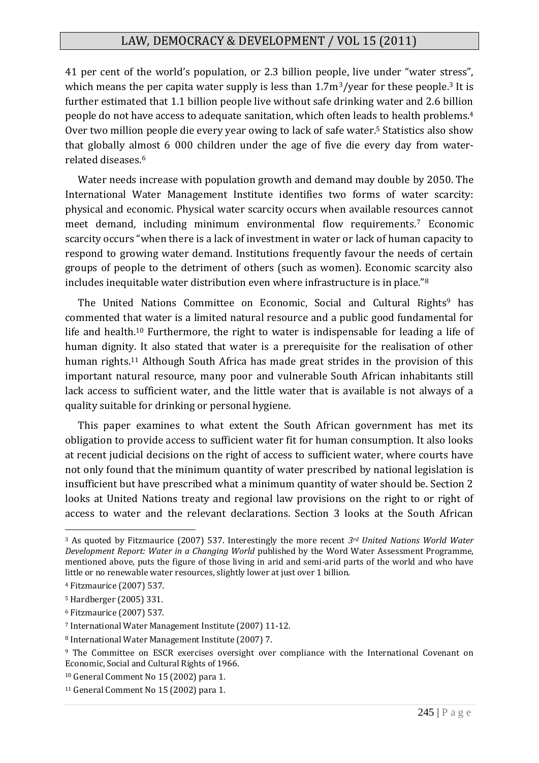41 per cent of the world's population, or 2.3 billion people, live under "water stress", which means the per capita water supply is less than $1.7m^3$/year for these people.[3] It is further estimated that 1.1 billion people live without safe drinking water and 2.6 billion people do not have access to adequate sanitation, which often leads to health problems.[4] Over two million people die every year owing to lack of safe water.[5] Statistics also show that globally almost 6 000 children under the age of five die every day from water-related diseases.[6]

Water needs increase with population growth and demand may double by 2050. The International Water Management Institute identifies two forms of water scarcity: physical and economic. Physical water scarcity occurs when available resources cannot meet demand, including minimum environmental flow requirements.[7] Economic scarcity occurs "when there is a lack of investment in water or lack of human capacity to respond to growing water demand. Institutions frequently favour the needs of certain groups of people to the detriment of others (such as women). Economic scarcity also includes inequitable water distribution even where infrastructure is in place."[8]

The United Nations Committee on Economic, Social and Cultural Rights[9] has commented that water is a limited natural resource and a public good fundamental for life and health.[10] Furthermore, the right to water is indispensable for leading a life of human dignity. It also stated that water is a prerequisite for the realisation of other human rights.[11] Although South Africa has made great strides in the provision of this important natural resource, many poor and vulnerable South African inhabitants still lack access to sufficient water, and the little water that is available is not always of a quality suitable for drinking or personal hygiene.

This paper examines to what extent the South African government has met its obligation to provide access to sufficient water fit for human consumption. It also looks at recent judicial decisions on the right of access to sufficient water, where courts have not only found that the minimum quantity of water prescribed by national legislation is insufficient but have prescribed what a minimum quantity of water should be. Section 2 looks at United Nations treaty and regional law provisions on the right to or right of access to water and the relevant declarations. Section 3 looks at the South African

---

[3] As quoted by Fitzmaurice (2007) 537. Interestingly the more recent *3rd United Nations World Water Development Report: Water in a Changing World* published by the Word Water Assessment Programme, mentioned above, puts the figure of those living in arid and semi-arid parts of the world and who have little or no renewable water resources, slightly lower at just over 1 billion.

[4] Fitzmaurice (2007) 537.

[5] Hardberger (2005) 331.

[6] Fitzmaurice (2007) 537.

[7] International Water Management Institute (2007) 11-12.

[8] International Water Management Institute (2007) 7.

[9] The Committee on ESCR exercises oversight over compliance with the International Covenant on Economic, Social and Cultural Rights of 1966.

[10] General Comment No 15 (2002) para 1.

[11] General Comment No 15 (2002) para 1.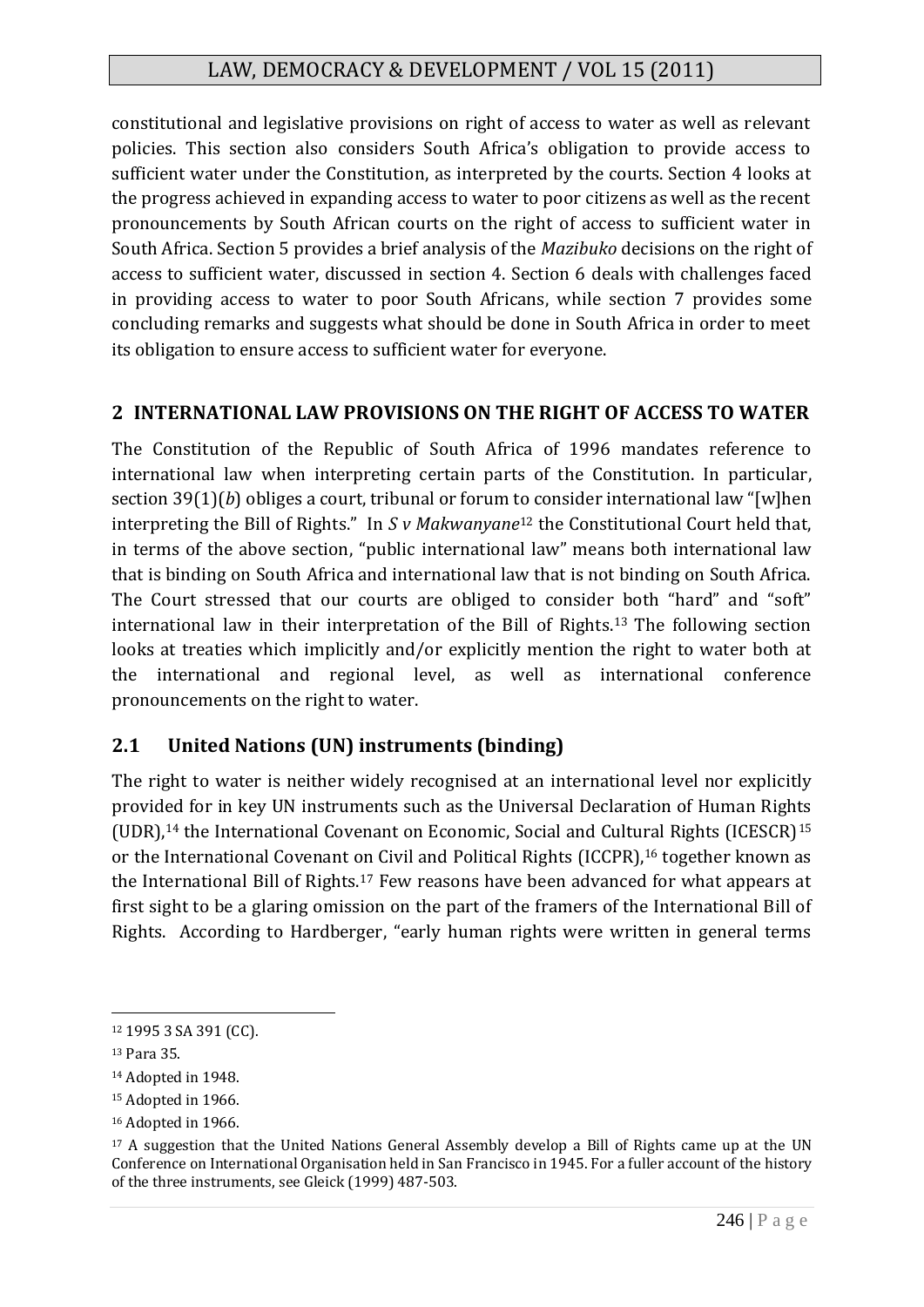constitutional and legislative provisions on right of access to water as well as relevant policies. This section also considers South Africa's obligation to provide access to sufficient water under the Constitution, as interpreted by the courts. Section 4 looks at the progress achieved in expanding access to water to poor citizens as well as the recent pronouncements by South African courts on the right of access to sufficient water in South Africa. Section 5 provides a brief analysis of the *Mazibuko* decisions on the right of access to sufficient water, discussed in section 4. Section 6 deals with challenges faced in providing access to water to poor South Africans, while section 7 provides some concluding remarks and suggests what should be done in South Africa in order to meet its obligation to ensure access to sufficient water for everyone.

## 2 INTERNATIONAL LAW PROVISIONS ON THE RIGHT OF ACCESS TO WATER

The Constitution of the Republic of South Africa of 1996 mandates reference to international law when interpreting certain parts of the Constitution. In particular, section 39(1)(*b*) obliges a court, tribunal or forum to consider international law "[w]hen interpreting the Bill of Rights." In *S v Makwanyane*[12] the Constitutional Court held that, in terms of the above section, "public international law" means both international law that is binding on South Africa and international law that is not binding on South Africa. The Court stressed that our courts are obliged to consider both "hard" and "soft" international law in their interpretation of the Bill of Rights.[13] The following section looks at treaties which implicitly and/or explicitly mention the right to water both at the international and regional level, as well as international conference pronouncements on the right to water.

### 2.1 United Nations (UN) instruments (binding)

The right to water is neither widely recognised at an international level nor explicitly provided for in key UN instruments such as the Universal Declaration of Human Rights (UDR),[14] the International Covenant on Economic, Social and Cultural Rights (ICESCR)[15] or the International Covenant on Civil and Political Rights (ICCPR),[16] together known as the International Bill of Rights.[17] Few reasons have been advanced for what appears at first sight to be a glaring omission on the part of the framers of the International Bill of Rights. According to Hardberger, "early human rights were written in general terms

---

[12] 1995 3 SA 391 (CC).

[13] Para 35.

[14] Adopted in 1948.

[15] Adopted in 1966.

[16] Adopted in 1966.

[17] A suggestion that the United Nations General Assembly develop a Bill of Rights came up at the UN Conference on International Organisation held in San Francisco in 1945. For a fuller account of the history of the three instruments, see Gleick (1999) 487-503.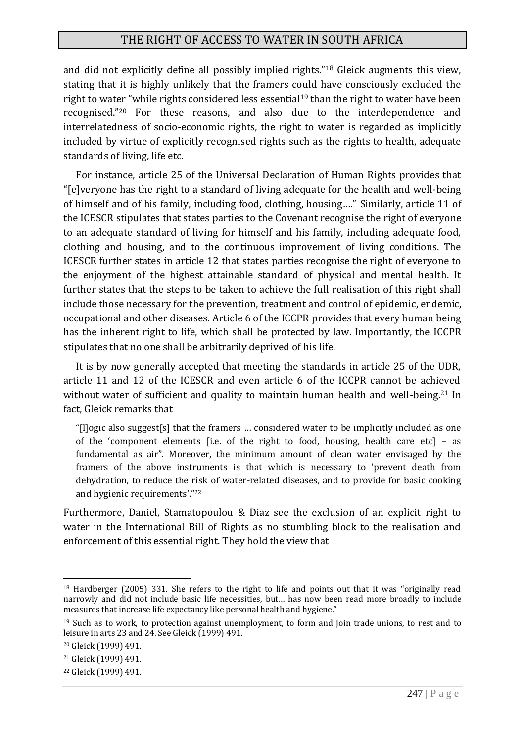and did not explicitly define all possibly implied rights."[18] Gleick augments this view, stating that it is highly unlikely that the framers could have consciously excluded the right to water "while rights considered less essential[19] than the right to water have been recognised."[20] For these reasons, and also due to the interdependence and interrelatedness of socio-economic rights, the right to water is regarded as implicitly included by virtue of explicitly recognised rights such as the rights to health, adequate standards of living, life etc.

For instance, article 25 of the Universal Declaration of Human Rights provides that "[e]veryone has the right to a standard of living adequate for the health and well-being of himself and of his family, including food, clothing, housing…." Similarly, article 11 of the ICESCR stipulates that states parties to the Covenant recognise the right of everyone to an adequate standard of living for himself and his family, including adequate food, clothing and housing, and to the continuous improvement of living conditions. The ICESCR further states in article 12 that states parties recognise the right of everyone to the enjoyment of the highest attainable standard of physical and mental health. It further states that the steps to be taken to achieve the full realisation of this right shall include those necessary for the prevention, treatment and control of epidemic, endemic, occupational and other diseases. Article 6 of the ICCPR provides that every human being has the inherent right to life, which shall be protected by law. Importantly, the ICCPR stipulates that no one shall be arbitrarily deprived of his life.

It is by now generally accepted that meeting the standards in article 25 of the UDR, article 11 and 12 of the ICESCR and even article 6 of the ICCPR cannot be achieved without water of sufficient and quality to maintain human health and well-being.[21] In fact, Gleick remarks that

> "[l]ogic also suggest[s] that the framers … considered water to be implicitly included as one of the 'component elements [i.e. of the right to food, housing, health care etc] – as fundamental as air". Moreover, the minimum amount of clean water envisaged by the framers of the above instruments is that which is necessary to 'prevent death from dehydration, to reduce the risk of water-related diseases, and to provide for basic cooking and hygienic requirements'."[22]

Furthermore, Daniel, Stamatopoulou & Diaz see the exclusion of an explicit right to water in the International Bill of Rights as no stumbling block to the realisation and enforcement of this essential right. They hold the view that

---

[18] Hardberger (2005) 331. She refers to the right to life and points out that it was "originally read narrowly and did not include basic life necessities, but… has now been read more broadly to include measures that increase life expectancy like personal health and hygiene."

[19] Such as to work, to protection against unemployment, to form and join trade unions, to rest and to leisure in arts 23 and 24. See Gleick (1999) 491.

[20] Gleick (1999) 491.

[21] Gleick (1999) 491.

[22] Gleick (1999) 491.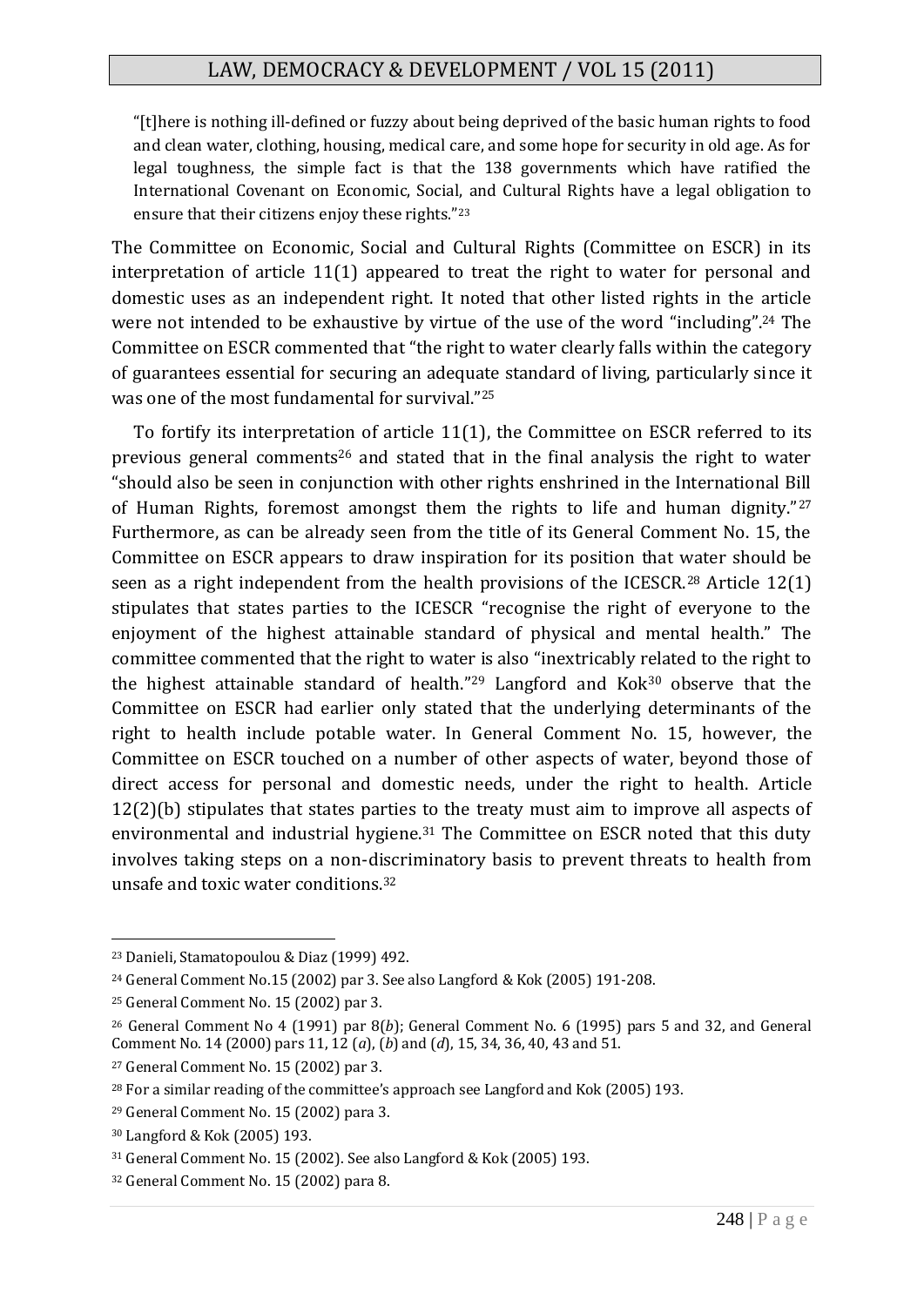> "[t]here is nothing ill-defined or fuzzy about being deprived of the basic human rights to food and clean water, clothing, housing, medical care, and some hope for security in old age. As for legal toughness, the simple fact is that the 138 governments which have ratified the International Covenant on Economic, Social, and Cultural Rights have a legal obligation to ensure that their citizens enjoy these rights."[23]

The Committee on Economic, Social and Cultural Rights (Committee on ESCR) in its interpretation of article 11(1) appeared to treat the right to water for personal and domestic uses as an independent right. It noted that other listed rights in the article were not intended to be exhaustive by virtue of the use of the word "including".[24] The Committee on ESCR commented that "the right to water clearly falls within the category of guarantees essential for securing an adequate standard of living, particularly since it was one of the most fundamental for survival."[25]

To fortify its interpretation of article 11(1), the Committee on ESCR referred to its previous general comments[26] and stated that in the final analysis the right to water "should also be seen in conjunction with other rights enshrined in the International Bill of Human Rights, foremost amongst them the rights to life and human dignity."[27] Furthermore, as can be already seen from the title of its General Comment No. 15, the Committee on ESCR appears to draw inspiration for its position that water should be seen as a right independent from the health provisions of the ICESCR.[28] Article 12(1) stipulates that states parties to the ICESCR "recognise the right of everyone to the enjoyment of the highest attainable standard of physical and mental health." The committee commented that the right to water is also "inextricably related to the right to the highest attainable standard of health."[29] Langford and Kok[30] observe that the Committee on ESCR had earlier only stated that the underlying determinants of the right to health include potable water. In General Comment No. 15, however, the Committee on ESCR touched on a number of other aspects of water, beyond those of direct access for personal and domestic needs, under the right to health. Article 12(2)(b) stipulates that states parties to the treaty must aim to improve all aspects of environmental and industrial hygiene.[31] The Committee on ESCR noted that this duty involves taking steps on a non-discriminatory basis to prevent threats to health from unsafe and toxic water conditions.[32]

---

[23] Danieli, Stamatopoulou & Diaz (1999) 492.

[24] General Comment No.15 (2002) par 3. See also Langford & Kok (2005) 191-208.

[25] General Comment No. 15 (2002) par 3.

[26] General Comment No 4 (1991) par 8(*b*); General Comment No. 6 (1995) pars 5 and 32, and General Comment No. 14 (2000) pars 11, 12 (*a*), (*b*) and (*d*), 15, 34, 36, 40, 43 and 51.

[27] General Comment No. 15 (2002) par 3.

[28] For a similar reading of the committee's approach see Langford and Kok (2005) 193.

[29] General Comment No. 15 (2002) para 3.

[30] Langford & Kok (2005) 193.

[31] General Comment No. 15 (2002). See also Langford & Kok (2005) 193.

[32] General Comment No. 15 (2002) para 8.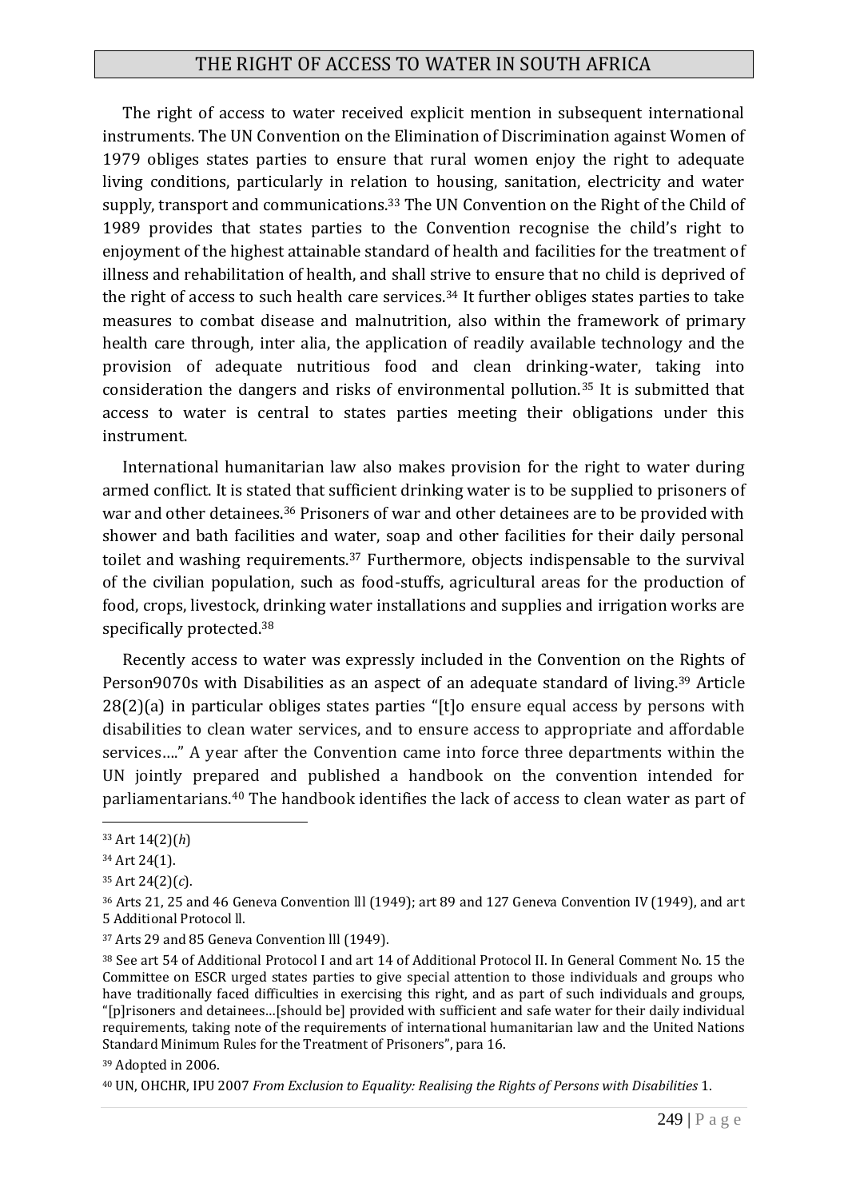The right of access to water received explicit mention in subsequent international instruments. The UN Convention on the Elimination of Discrimination against Women of 1979 obliges states parties to ensure that rural women enjoy the right to adequate living conditions, particularly in relation to housing, sanitation, electricity and water supply, transport and communications.[33] The UN Convention on the Right of the Child of 1989 provides that states parties to the Convention recognise the child's right to enjoyment of the highest attainable standard of health and facilities for the treatment of illness and rehabilitation of health, and shall strive to ensure that no child is deprived of the right of access to such health care services.[34] It further obliges states parties to take measures to combat disease and malnutrition, also within the framework of primary health care through, inter alia, the application of readily available technology and the provision of adequate nutritious food and clean drinking-water, taking into consideration the dangers and risks of environmental pollution.[35] It is submitted that access to water is central to states parties meeting their obligations under this instrument.

International humanitarian law also makes provision for the right to water during armed conflict. It is stated that sufficient drinking water is to be supplied to prisoners of war and other detainees.[36] Prisoners of war and other detainees are to be provided with shower and bath facilities and water, soap and other facilities for their daily personal toilet and washing requirements.[37] Furthermore, objects indispensable to the survival of the civilian population, such as food-stuffs, agricultural areas for the production of food, crops, livestock, drinking water installations and supplies and irrigation works are specifically protected.[38]

Recently access to water was expressly included in the Convention on the Rights of Person9070s with Disabilities as an aspect of an adequate standard of living.[39] Article 28(2)(a) in particular obliges states parties "[t]o ensure equal access by persons with disabilities to clean water services, and to ensure access to appropriate and affordable services…." A year after the Convention came into force three departments within the UN jointly prepared and published a handbook on the convention intended for parliamentarians.[40] The handbook identifies the lack of access to clean water as part of

---

[33] Art 14(2)(*h*)

[34] Art 24(1).

[35] Art 24(2)(*c*).

[36] Arts 21, 25 and 46 Geneva Convention lll (1949); art 89 and 127 Geneva Convention IV (1949), and art 5 Additional Protocol ll.

[37] Arts 29 and 85 Geneva Convention lll (1949).

[38] See art 54 of Additional Protocol I and art 14 of Additional Protocol II. In General Comment No. 15 the Committee on ESCR urged states parties to give special attention to those individuals and groups who have traditionally faced difficulties in exercising this right, and as part of such individuals and groups, "[p]risoners and detainees…[should be] provided with sufficient and safe water for their daily individual requirements, taking note of the requirements of international humanitarian law and the United Nations Standard Minimum Rules for the Treatment of Prisoners", para 16.

[39] Adopted in 2006.

[40] UN, OHCHR, IPU 2007 *From Exclusion to Equality: Realising the Rights of Persons with Disabilities* 1.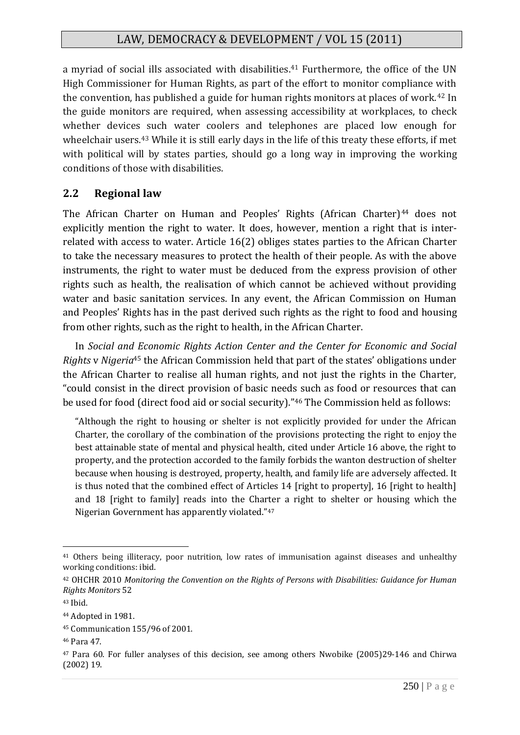a myriad of social ills associated with disabilities.[41] Furthermore, the office of the UN High Commissioner for Human Rights, as part of the effort to monitor compliance with the convention, has published a guide for human rights monitors at places of work.[42] In the guide monitors are required, when assessing accessibility at workplaces, to check whether devices such water coolers and telephones are placed low enough for wheelchair users.[43] While it is still early days in the life of this treaty these efforts, if met with political will by states parties, should go a long way in improving the working conditions of those with disabilities.

## 2.2 Regional law

The African Charter on Human and Peoples' Rights (African Charter)[44] does not explicitly mention the right to water. It does, however, mention a right that is interrelated with access to water. Article 16(2) obliges states parties to the African Charter to take the necessary measures to protect the health of their people. As with the above instruments, the right to water must be deduced from the express provision of other rights such as health, the realisation of which cannot be achieved without providing water and basic sanitation services. In any event, the African Commission on Human and Peoples' Rights has in the past derived such rights as the right to food and housing from other rights, such as the right to health, in the African Charter.

In *Social and Economic Rights Action Center and the Center for Economic and Social Rights* v *Nigeria*[45] the African Commission held that part of the states' obligations under the African Charter to realise all human rights, and not just the rights in the Charter, "could consist in the direct provision of basic needs such as food or resources that can be used for food (direct food aid or social security)."[46] The Commission held as follows:

> "Although the right to housing or shelter is not explicitly provided for under the African Charter, the corollary of the combination of the provisions protecting the right to enjoy the best attainable state of mental and physical health, cited under Article 16 above, the right to property, and the protection accorded to the family forbids the wanton destruction of shelter because when housing is destroyed, property, health, and family life are adversely affected. It is thus noted that the combined effect of Articles 14 [right to property], 16 [right to health] and 18 [right to family] reads into the Charter a right to shelter or housing which the Nigerian Government has apparently violated."[47]

---

[41] Others being illiteracy, poor nutrition, low rates of immunisation against diseases and unhealthy working conditions: ibid.

[42] OHCHR 2010 *Monitoring the Convention on the Rights of Persons with Disabilities: Guidance for Human Rights Monitors* 52

[43] Ibid.

[44] Adopted in 1981.

[45] Communication 155/96 of 2001.

[46] Para 47.

[47] Para 60. For fuller analyses of this decision, see among others Nwobike (2005)29-146 and Chirwa (2002) 19.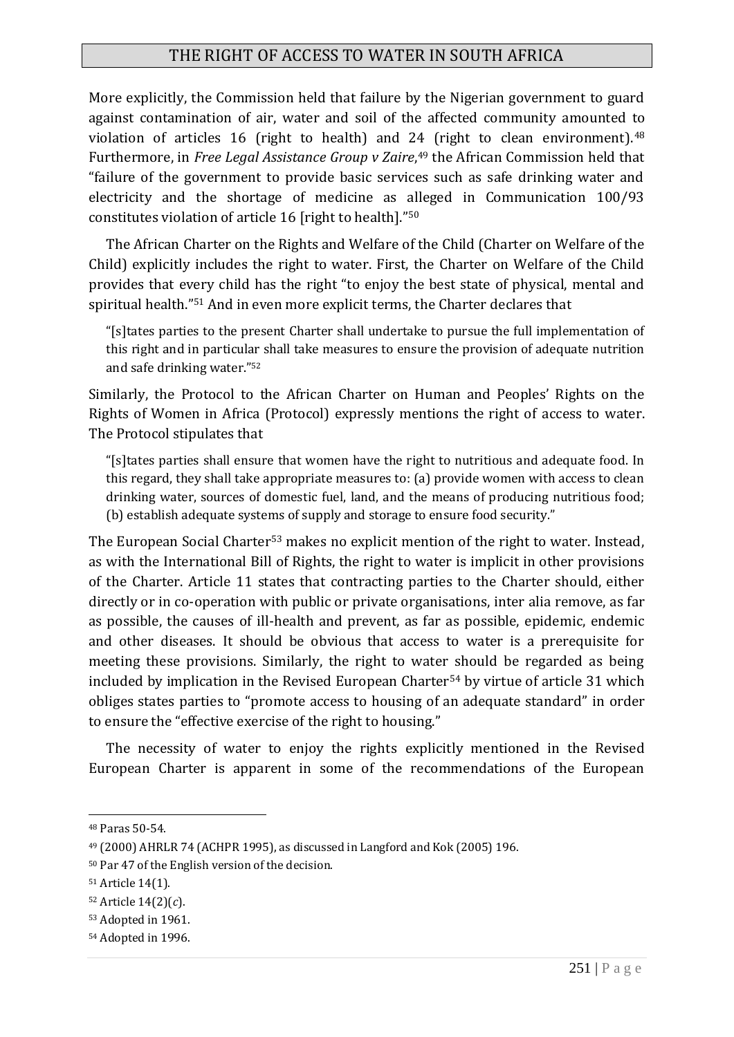More explicitly, the Commission held that failure by the Nigerian government to guard against contamination of air, water and soil of the affected community amounted to violation of articles 16 (right to health) and 24 (right to clean environment).[48] Furthermore, in *Free Legal Assistance Group v Zaire*,[49] the African Commission held that "failure of the government to provide basic services such as safe drinking water and electricity and the shortage of medicine as alleged in Communication 100/93 constitutes violation of article 16 [right to health]."[50]

The African Charter on the Rights and Welfare of the Child (Charter on Welfare of the Child) explicitly includes the right to water. First, the Charter on Welfare of the Child provides that every child has the right "to enjoy the best state of physical, mental and spiritual health."[51] And in even more explicit terms, the Charter declares that

> "[s]tates parties to the present Charter shall undertake to pursue the full implementation of this right and in particular shall take measures to ensure the provision of adequate nutrition and safe drinking water."[52]

Similarly, the Protocol to the African Charter on Human and Peoples' Rights on the Rights of Women in Africa (Protocol) expressly mentions the right of access to water. The Protocol stipulates that

> "[s]tates parties shall ensure that women have the right to nutritious and adequate food. In this regard, they shall take appropriate measures to: (a) provide women with access to clean drinking water, sources of domestic fuel, land, and the means of producing nutritious food; (b) establish adequate systems of supply and storage to ensure food security."

The European Social Charter[53] makes no explicit mention of the right to water. Instead, as with the International Bill of Rights, the right to water is implicit in other provisions of the Charter. Article 11 states that contracting parties to the Charter should, either directly or in co-operation with public or private organisations, inter alia remove, as far as possible, the causes of ill-health and prevent, as far as possible, epidemic, endemic and other diseases. It should be obvious that access to water is a prerequisite for meeting these provisions. Similarly, the right to water should be regarded as being included by implication in the Revised European Charter[54] by virtue of article 31 which obliges states parties to "promote access to housing of an adequate standard" in order to ensure the "effective exercise of the right to housing."

The necessity of water to enjoy the rights explicitly mentioned in the Revised European Charter is apparent in some of the recommendations of the European

---

[48] Paras 50-54.

[49] (2000) AHRLR 74 (ACHPR 1995), as discussed in Langford and Kok (2005) 196.

[50] Par 47 of the English version of the decision.

[51] Article 14(1).

[52] Article 14(2)(*c*).

[53] Adopted in 1961.

[54] Adopted in 1996.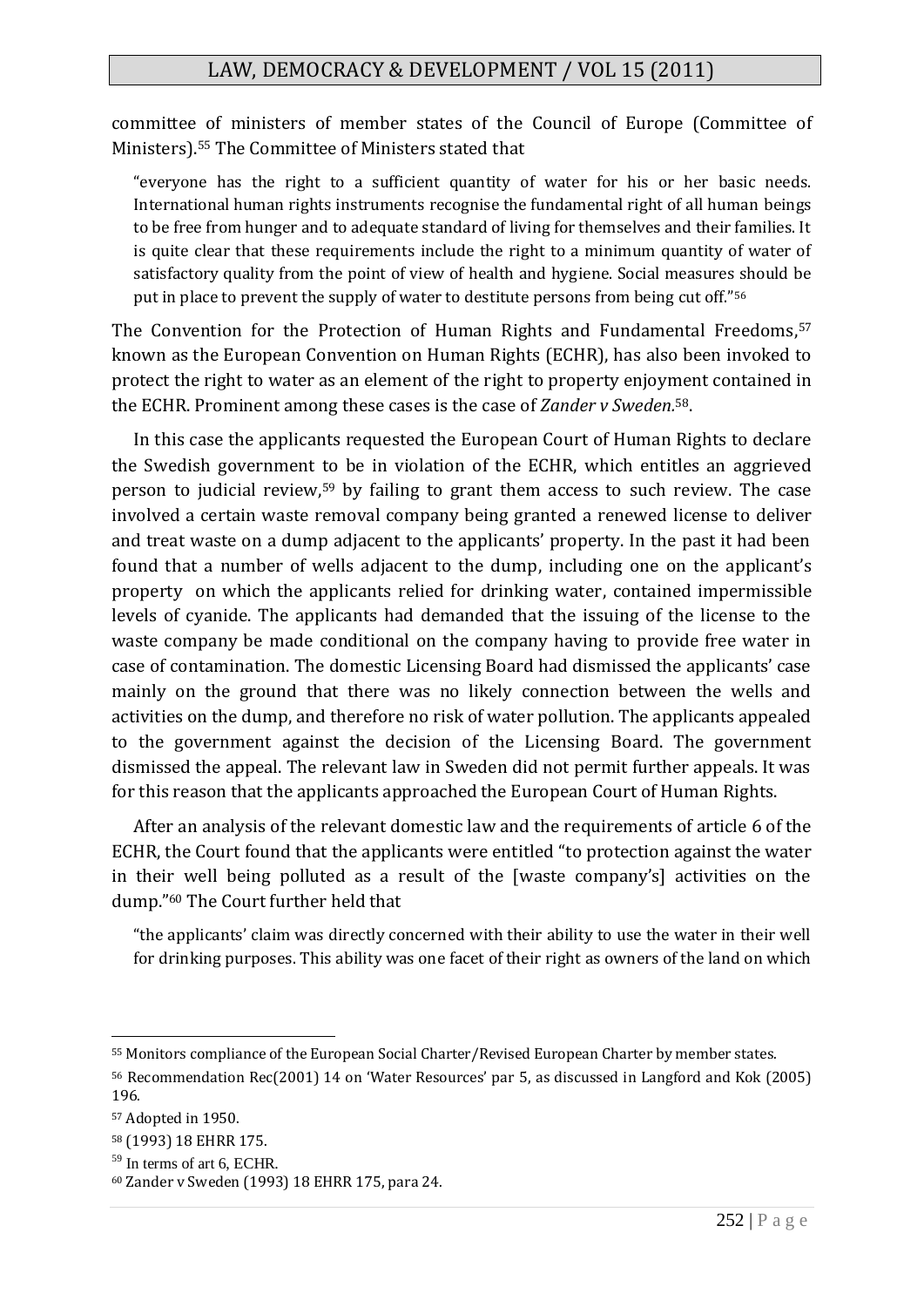committee of ministers of member states of the Council of Europe (Committee of Ministers).[55] The Committee of Ministers stated that

> "everyone has the right to a sufficient quantity of water for his or her basic needs. International human rights instruments recognise the fundamental right of all human beings to be free from hunger and to adequate standard of living for themselves and their families. It is quite clear that these requirements include the right to a minimum quantity of water of satisfactory quality from the point of view of health and hygiene. Social measures should be put in place to prevent the supply of water to destitute persons from being cut off."[56]

The Convention for the Protection of Human Rights and Fundamental Freedoms,[57] known as the European Convention on Human Rights (ECHR), has also been invoked to protect the right to water as an element of the right to property enjoyment contained in the ECHR. Prominent among these cases is the case of *Zander v Sweden*.[58].

In this case the applicants requested the European Court of Human Rights to declare the Swedish government to be in violation of the ECHR, which entitles an aggrieved person to judicial review,[59] by failing to grant them access to such review. The case involved a certain waste removal company being granted a renewed license to deliver and treat waste on a dump adjacent to the applicants' property. In the past it had been found that a number of wells adjacent to the dump, including one on the applicant's property on which the applicants relied for drinking water, contained impermissible levels of cyanide. The applicants had demanded that the issuing of the license to the waste company be made conditional on the company having to provide free water in case of contamination. The domestic Licensing Board had dismissed the applicants' case mainly on the ground that there was no likely connection between the wells and activities on the dump, and therefore no risk of water pollution. The applicants appealed to the government against the decision of the Licensing Board. The government dismissed the appeal. The relevant law in Sweden did not permit further appeals. It was for this reason that the applicants approached the European Court of Human Rights.

After an analysis of the relevant domestic law and the requirements of article 6 of the ECHR, the Court found that the applicants were entitled "to protection against the water in their well being polluted as a result of the [waste company's] activities on the dump."[60] The Court further held that

> "the applicants' claim was directly concerned with their ability to use the water in their well for drinking purposes. This ability was one facet of their right as owners of the land on which

---

[55] Monitors compliance of the European Social Charter/Revised European Charter by member states.

[56] Recommendation Rec(2001) 14 on 'Water Resources' par 5, as discussed in Langford and Kok (2005) 196.

[57] Adopted in 1950.

[58] (1993) 18 EHRR 175.

[59] In terms of art 6, ECHR.

[60] Zander v Sweden (1993) 18 EHRR 175, para 24.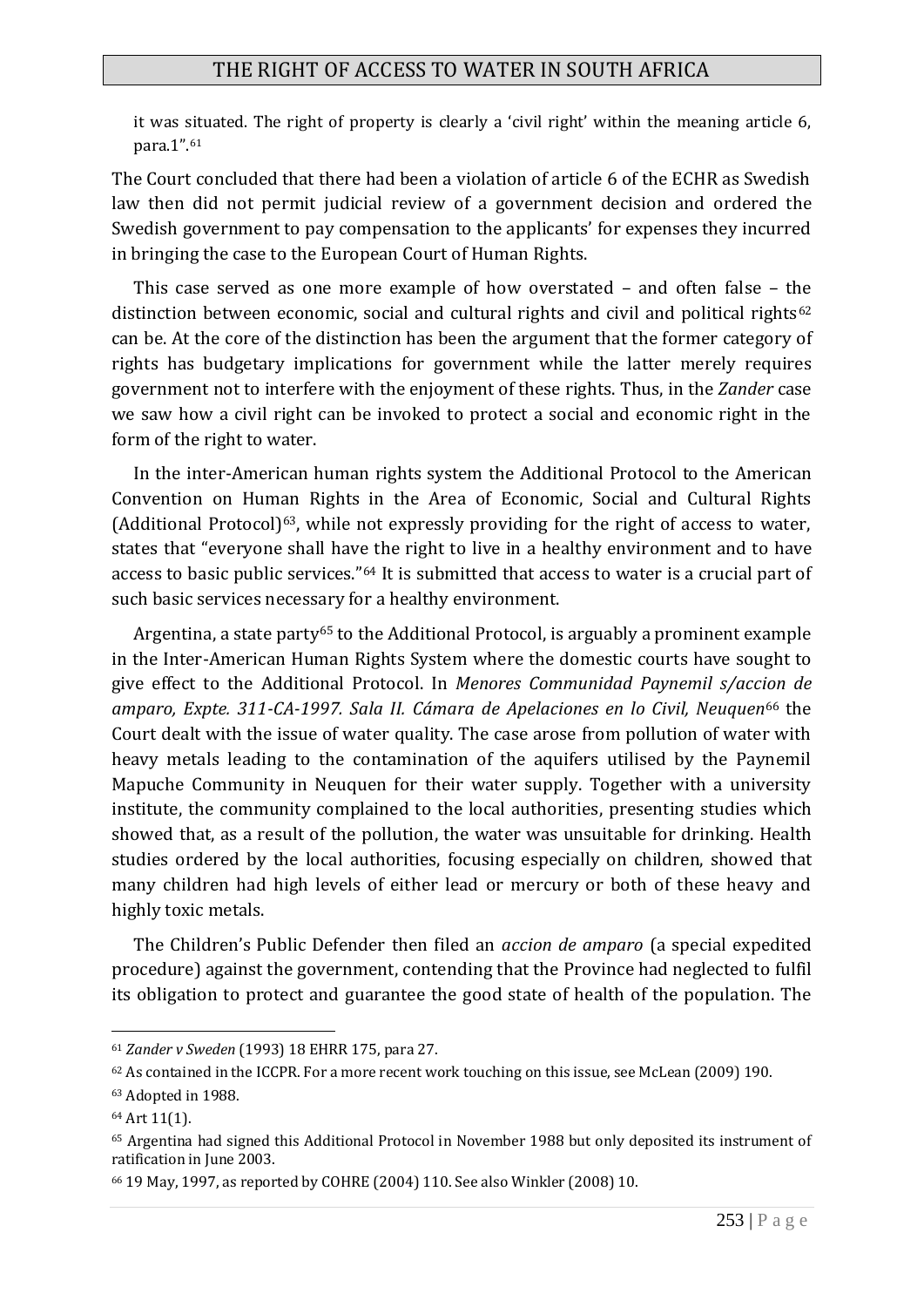it was situated. The right of property is clearly a 'civil right' within the meaning article 6, para.1".[61]

The Court concluded that there had been a violation of article 6 of the ECHR as Swedish law then did not permit judicial review of a government decision and ordered the Swedish government to pay compensation to the applicants' for expenses they incurred in bringing the case to the European Court of Human Rights.

This case served as one more example of how overstated – and often false – the distinction between economic, social and cultural rights and civil and political rights[62] can be. At the core of the distinction has been the argument that the former category of rights has budgetary implications for government while the latter merely requires government not to interfere with the enjoyment of these rights. Thus, in the *Zander* case we saw how a civil right can be invoked to protect a social and economic right in the form of the right to water.

In the inter-American human rights system the Additional Protocol to the American Convention on Human Rights in the Area of Economic, Social and Cultural Rights (Additional Protocol)[63], while not expressly providing for the right of access to water, states that "everyone shall have the right to live in a healthy environment and to have access to basic public services."[64] It is submitted that access to water is a crucial part of such basic services necessary for a healthy environment.

Argentina, a state party[65] to the Additional Protocol, is arguably a prominent example in the Inter-American Human Rights System where the domestic courts have sought to give effect to the Additional Protocol. In *Menores Communidad Paynemil s/accion de amparo, Expte. 311-CA-1997. Sala II. Cámara de Apelaciones en lo Civil, Neuquen*[66] the Court dealt with the issue of water quality. The case arose from pollution of water with heavy metals leading to the contamination of the aquifers utilised by the Paynemil Mapuche Community in Neuquen for their water supply. Together with a university institute, the community complained to the local authorities, presenting studies which showed that, as a result of the pollution, the water was unsuitable for drinking. Health studies ordered by the local authorities, focusing especially on children, showed that many children had high levels of either lead or mercury or both of these heavy and highly toxic metals.

The Children's Public Defender then filed an *accion de amparo* (a special expedited procedure) against the government, contending that the Province had neglected to fulfil its obligation to protect and guarantee the good state of health of the population. The

---

[61] *Zander v Sweden* (1993) 18 EHRR 175, para 27.

[62] As contained in the ICCPR. For a more recent work touching on this issue, see McLean (2009) 190.

[63] Adopted in 1988.

[64] Art 11(1).

[65] Argentina had signed this Additional Protocol in November 1988 but only deposited its instrument of ratification in June 2003.

[66] 19 May, 1997, as reported by COHRE (2004) 110. See also Winkler (2008) 10.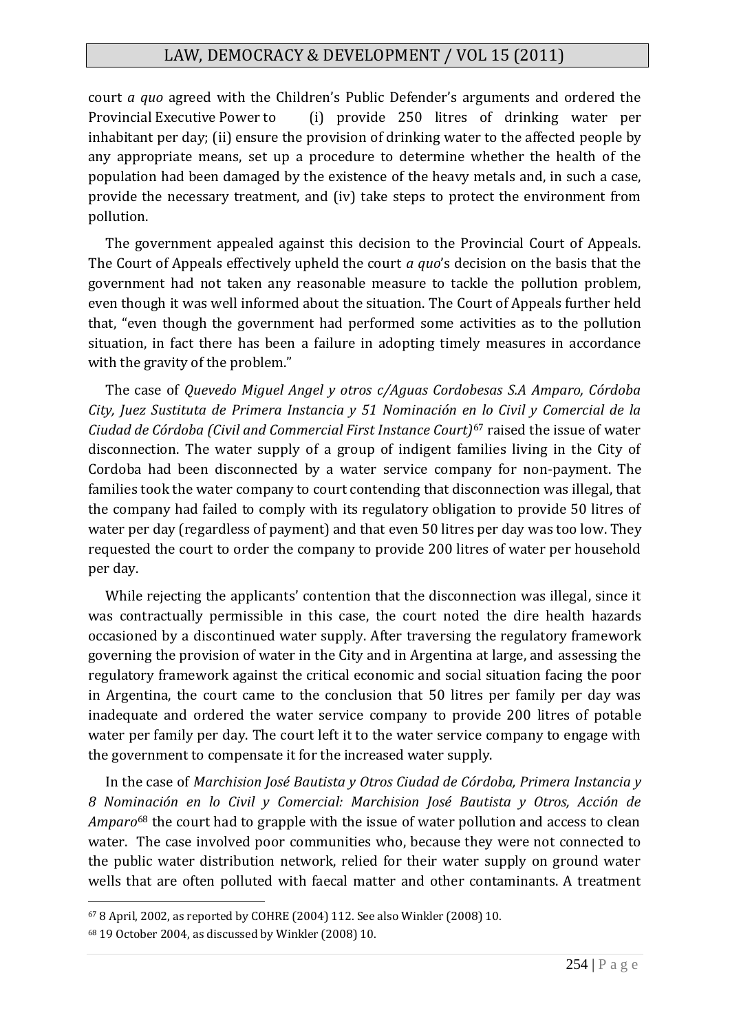court *a quo* agreed with the Children's Public Defender's arguments and ordered the Provincial Executive Power to (i) provide 250 litres of drinking water per inhabitant per day; (ii) ensure the provision of drinking water to the affected people by any appropriate means, set up a procedure to determine whether the health of the population had been damaged by the existence of the heavy metals and, in such a case, provide the necessary treatment, and (iv) take steps to protect the environment from pollution.

The government appealed against this decision to the Provincial Court of Appeals. The Court of Appeals effectively upheld the court *a quo*'s decision on the basis that the government had not taken any reasonable measure to tackle the pollution problem, even though it was well informed about the situation. The Court of Appeals further held that, "even though the government had performed some activities as to the pollution situation, in fact there has been a failure in adopting timely measures in accordance with the gravity of the problem."

The case of *Quevedo Miguel Angel y otros c/Aguas Cordobesas S.A Amparo, Córdoba City, Juez Sustituta de Primera Instancia y 51 Nominación en lo Civil y Comercial de la Ciudad de Córdoba (Civil and Commercial First Instance Court)*[67] raised the issue of water disconnection. The water supply of a group of indigent families living in the City of Cordoba had been disconnected by a water service company for non-payment. The families took the water company to court contending that disconnection was illegal, that the company had failed to comply with its regulatory obligation to provide 50 litres of water per day (regardless of payment) and that even 50 litres per day was too low. They requested the court to order the company to provide 200 litres of water per household per day.

While rejecting the applicants' contention that the disconnection was illegal, since it was contractually permissible in this case, the court noted the dire health hazards occasioned by a discontinued water supply. After traversing the regulatory framework governing the provision of water in the City and in Argentina at large, and assessing the regulatory framework against the critical economic and social situation facing the poor in Argentina, the court came to the conclusion that 50 litres per family per day was inadequate and ordered the water service company to provide 200 litres of potable water per family per day. The court left it to the water service company to engage with the government to compensate it for the increased water supply.

In the case of *Marchision José Bautista y Otros Ciudad de Córdoba, Primera Instancia y 8 Nominación en lo Civil y Comercial: Marchision José Bautista y Otros, Acción de Amparo*[68] the court had to grapple with the issue of water pollution and access to clean water. The case involved poor communities who, because they were not connected to the public water distribution network, relied for their water supply on ground water wells that are often polluted with faecal matter and other contaminants. A treatment

[67] 8 April, 2002, as reported by COHRE (2004) 112. See also Winkler (2008) 10.

[68] 19 October 2004, as discussed by Winkler (2008) 10.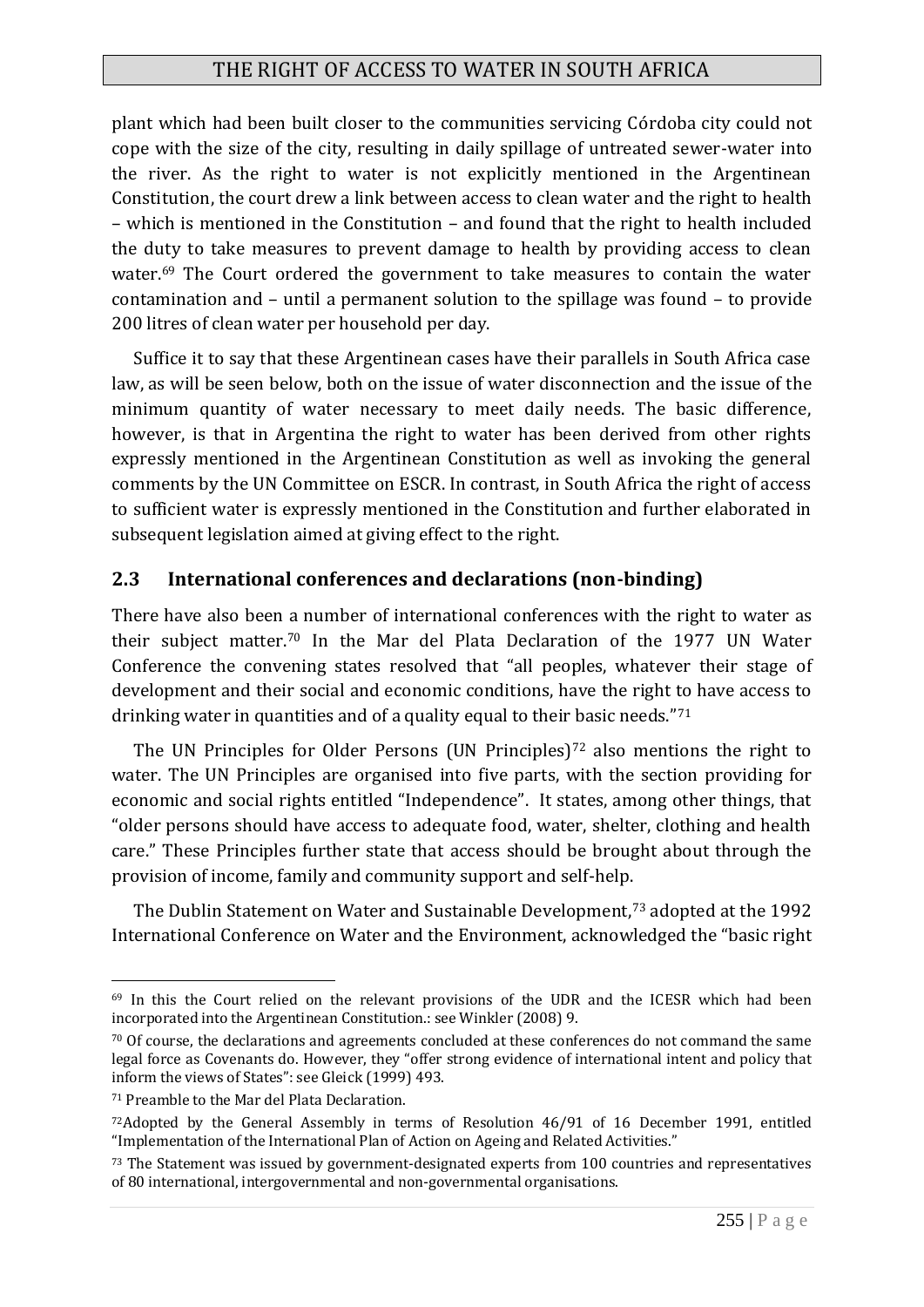plant which had been built closer to the communities servicing Córdoba city could not cope with the size of the city, resulting in daily spillage of untreated sewer-water into the river. As the right to water is not explicitly mentioned in the Argentinean Constitution, the court drew a link between access to clean water and the right to health – which is mentioned in the Constitution – and found that the right to health included the duty to take measures to prevent damage to health by providing access to clean water.[69] The Court ordered the government to take measures to contain the water contamination and – until a permanent solution to the spillage was found – to provide 200 litres of clean water per household per day.

Suffice it to say that these Argentinean cases have their parallels in South Africa case law, as will be seen below, both on the issue of water disconnection and the issue of the minimum quantity of water necessary to meet daily needs. The basic difference, however, is that in Argentina the right to water has been derived from other rights expressly mentioned in the Argentinean Constitution as well as invoking the general comments by the UN Committee on ESCR. In contrast, in South Africa the right of access to sufficient water is expressly mentioned in the Constitution and further elaborated in subsequent legislation aimed at giving effect to the right.

## 2.3 International conferences and declarations (non-binding)

There have also been a number of international conferences with the right to water as their subject matter.[70] In the Mar del Plata Declaration of the 1977 UN Water Conference the convening states resolved that "all peoples, whatever their stage of development and their social and economic conditions, have the right to have access to drinking water in quantities and of a quality equal to their basic needs."[71]

The UN Principles for Older Persons (UN Principles)[72] also mentions the right to water. The UN Principles are organised into five parts, with the section providing for economic and social rights entitled "Independence". It states, among other things, that "older persons should have access to adequate food, water, shelter, clothing and health care." These Principles further state that access should be brought about through the provision of income, family and community support and self-help.

The Dublin Statement on Water and Sustainable Development,[73] adopted at the 1992 International Conference on Water and the Environment, acknowledged the "basic right

---

[69] In this the Court relied on the relevant provisions of the UDR and the ICESR which had been incorporated into the Argentinean Constitution.: see Winkler (2008) 9.

[70] Of course, the declarations and agreements concluded at these conferences do not command the same legal force as Covenants do. However, they "offer strong evidence of international intent and policy that inform the views of States": see Gleick (1999) 493.

[71] Preamble to the Mar del Plata Declaration.

[72] Adopted by the General Assembly in terms of Resolution 46/91 of 16 December 1991, entitled "Implementation of the International Plan of Action on Ageing and Related Activities."

[73] The Statement was issued by government-designated experts from 100 countries and representatives of 80 international, intergovernmental and non-governmental organisations.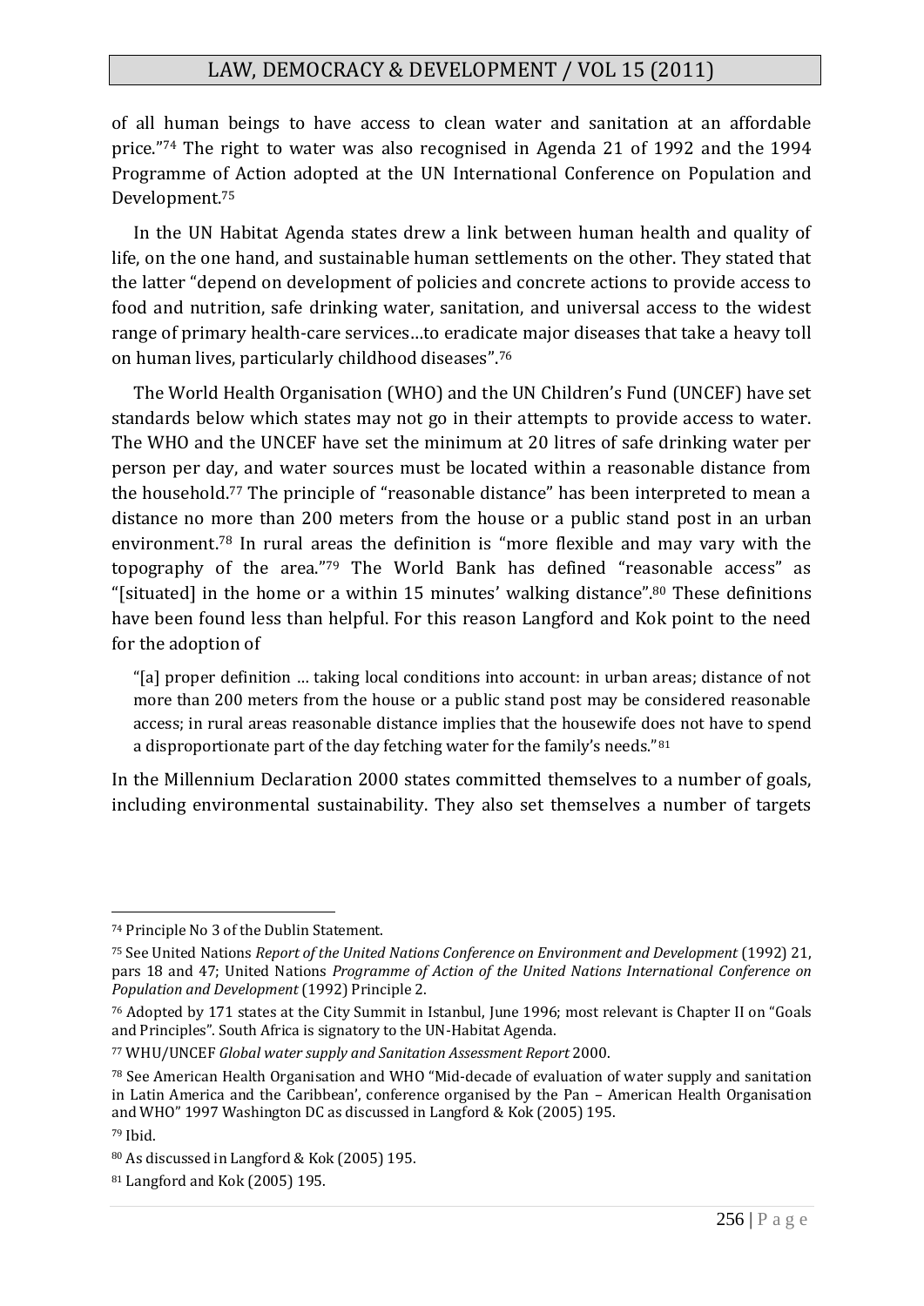of all human beings to have access to clean water and sanitation at an affordable price."[74] The right to water was also recognised in Agenda 21 of 1992 and the 1994 Programme of Action adopted at the UN International Conference on Population and Development.[75]

In the UN Habitat Agenda states drew a link between human health and quality of life, on the one hand, and sustainable human settlements on the other. They stated that the latter "depend on development of policies and concrete actions to provide access to food and nutrition, safe drinking water, sanitation, and universal access to the widest range of primary health-care services…to eradicate major diseases that take a heavy toll on human lives, particularly childhood diseases".[76]

The World Health Organisation (WHO) and the UN Children's Fund (UNCEF) have set standards below which states may not go in their attempts to provide access to water. The WHO and the UNCEF have set the minimum at 20 litres of safe drinking water per person per day, and water sources must be located within a reasonable distance from the household.[77] The principle of "reasonable distance" has been interpreted to mean a distance no more than 200 meters from the house or a public stand post in an urban environment.[78] In rural areas the definition is "more flexible and may vary with the topography of the area."[79] The World Bank has defined "reasonable access" as "[situated] in the home or a within 15 minutes' walking distance".[80] These definitions have been found less than helpful. For this reason Langford and Kok point to the need for the adoption of

> "[a] proper definition … taking local conditions into account: in urban areas; distance of not more than 200 meters from the house or a public stand post may be considered reasonable access; in rural areas reasonable distance implies that the housewife does not have to spend a disproportionate part of the day fetching water for the family's needs."[81]

In the Millennium Declaration 2000 states committed themselves to a number of goals, including environmental sustainability. They also set themselves a number of targets

---

[74] Principle No 3 of the Dublin Statement.

[75] See United Nations *Report of the United Nations Conference on Environment and Development* (1992) 21, pars 18 and 47; United Nations *Programme of Action of the United Nations International Conference on Population and Development* (1992) Principle 2.

[76] Adopted by 171 states at the City Summit in Istanbul, June 1996; most relevant is Chapter II on "Goals and Principles". South Africa is signatory to the UN-Habitat Agenda.

[77] WHU/UNCEF *Global water supply and Sanitation Assessment Report* 2000.

[78] See American Health Organisation and WHO "Mid-decade of evaluation of water supply and sanitation in Latin America and the Caribbean', conference organised by the Pan – American Health Organisation and WHO" 1997 Washington DC as discussed in Langford & Kok (2005) 195.

[79] Ibid.

[80] As discussed in Langford & Kok (2005) 195.

[81] Langford and Kok (2005) 195.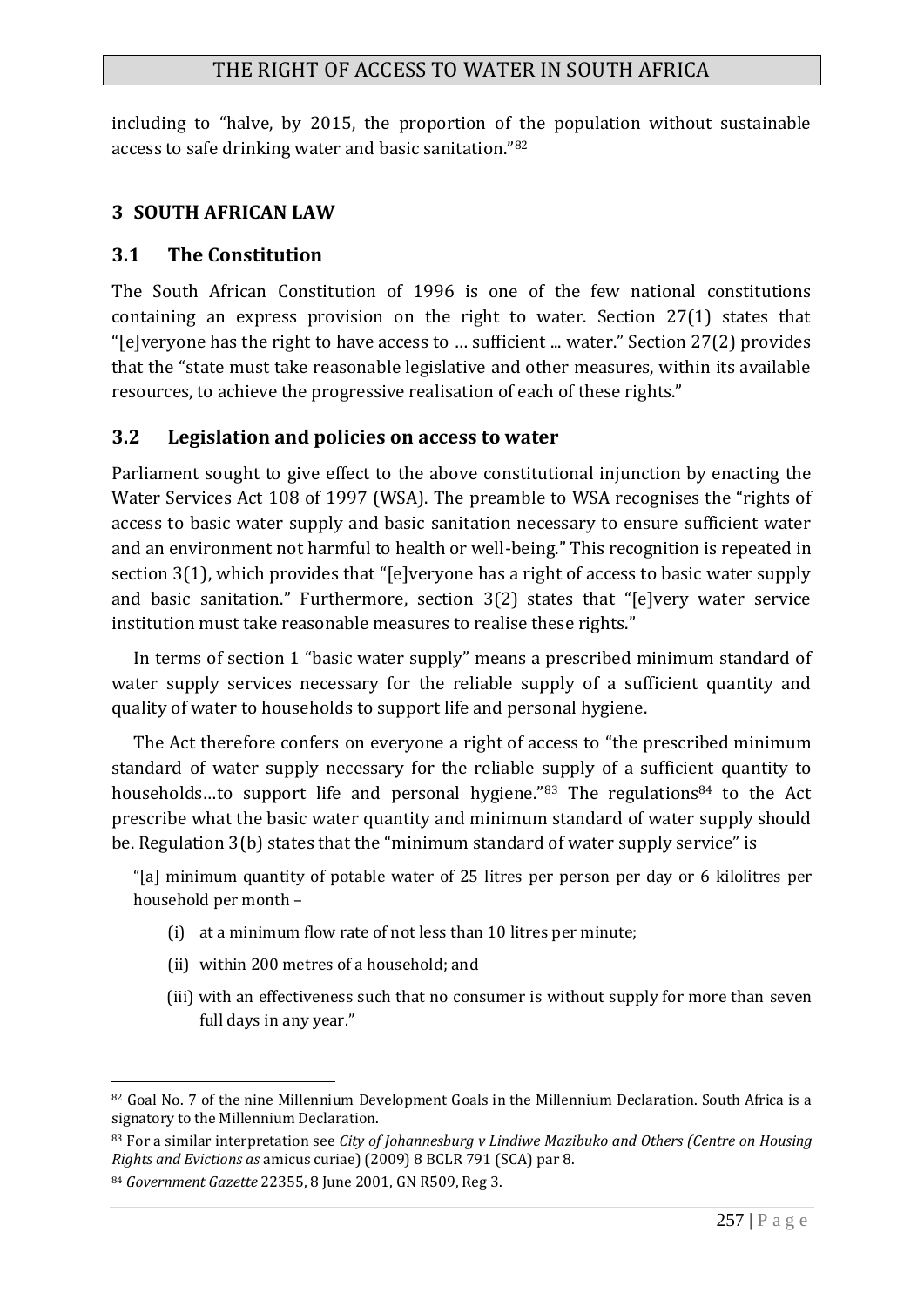including to "halve, by 2015, the proportion of the population without sustainable access to safe drinking water and basic sanitation."[82]

## 3 SOUTH AFRICAN LAW

### 3.1 The Constitution

The South African Constitution of 1996 is one of the few national constitutions containing an express provision on the right to water. Section 27(1) states that "[e]veryone has the right to have access to … sufficient ... water." Section 27(2) provides that the "state must take reasonable legislative and other measures, within its available resources, to achieve the progressive realisation of each of these rights."

### 3.2 Legislation and policies on access to water

Parliament sought to give effect to the above constitutional injunction by enacting the Water Services Act 108 of 1997 (WSA). The preamble to WSA recognises the "rights of access to basic water supply and basic sanitation necessary to ensure sufficient water and an environment not harmful to health or well-being." This recognition is repeated in section 3(1), which provides that "[e]veryone has a right of access to basic water supply and basic sanitation." Furthermore, section 3(2) states that "[e]very water service institution must take reasonable measures to realise these rights."

In terms of section 1 "basic water supply" means a prescribed minimum standard of water supply services necessary for the reliable supply of a sufficient quantity and quality of water to households to support life and personal hygiene.

The Act therefore confers on everyone a right of access to "the prescribed minimum standard of water supply necessary for the reliable supply of a sufficient quantity to households…to support life and personal hygiene."[83] The regulations[84] to the Act prescribe what the basic water quantity and minimum standard of water supply should be. Regulation 3(b) states that the "minimum standard of water supply service" is

> "[a] minimum quantity of potable water of 25 litres per person per day or 6 kilolitres per household per month –
>
> (i) at a minimum flow rate of not less than 10 litres per minute;
>
> (ii) within 200 metres of a household; and
>
> (iii) with an effectiveness such that no consumer is without supply for more than seven full days in any year."

---

[82] Goal No. 7 of the nine Millennium Development Goals in the Millennium Declaration. South Africa is a signatory to the Millennium Declaration.

[83] For a similar interpretation see *City of Johannesburg v Lindiwe Mazibuko and Others (Centre on Housing Rights and Evictions as* amicus curiae) (2009) 8 BCLR 791 (SCA) par 8.

[84] *Government Gazette* 22355, 8 June 2001, GN R509, Reg 3.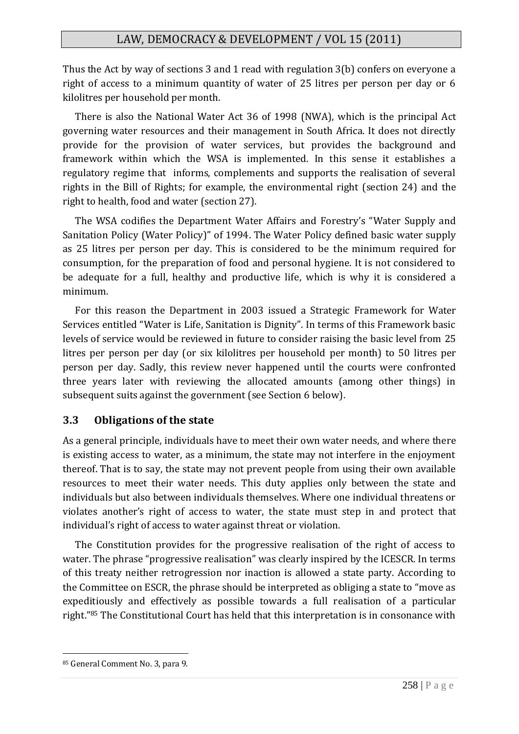Thus the Act by way of sections 3 and 1 read with regulation 3(b) confers on everyone a right of access to a minimum quantity of water of 25 litres per person per day or 6 kilolitres per household per month.

There is also the National Water Act 36 of 1998 (NWA), which is the principal Act governing water resources and their management in South Africa. It does not directly provide for the provision of water services, but provides the background and framework within which the WSA is implemented. In this sense it establishes a regulatory regime that informs, complements and supports the realisation of several rights in the Bill of Rights; for example, the environmental right (section 24) and the right to health, food and water (section 27).

The WSA codifies the Department Water Affairs and Forestry's "Water Supply and Sanitation Policy (Water Policy)" of 1994. The Water Policy defined basic water supply as 25 litres per person per day. This is considered to be the minimum required for consumption, for the preparation of food and personal hygiene. It is not considered to be adequate for a full, healthy and productive life, which is why it is considered a minimum.

For this reason the Department in 2003 issued a Strategic Framework for Water Services entitled "Water is Life, Sanitation is Dignity". In terms of this Framework basic levels of service would be reviewed in future to consider raising the basic level from 25 litres per person per day (or six kilolitres per household per month) to 50 litres per person per day. Sadly, this review never happened until the courts were confronted three years later with reviewing the allocated amounts (among other things) in subsequent suits against the government (see Section 6 below).

### 3.3 Obligations of the state

As a general principle, individuals have to meet their own water needs, and where there is existing access to water, as a minimum, the state may not interfere in the enjoyment thereof. That is to say, the state may not prevent people from using their own available resources to meet their water needs. This duty applies only between the state and individuals but also between individuals themselves. Where one individual threatens or violates another's right of access to water, the state must step in and protect that individual's right of access to water against threat or violation.

The Constitution provides for the progressive realisation of the right of access to water. The phrase "progressive realisation" was clearly inspired by the ICESCR. In terms of this treaty neither retrogression nor inaction is allowed a state party. According to the Committee on ESCR, the phrase should be interpreted as obliging a state to "move as expeditiously and effectively as possible towards a full realisation of a particular right."[85] The Constitutional Court has held that this interpretation is in consonance with

---

[85] General Comment No. 3, para 9.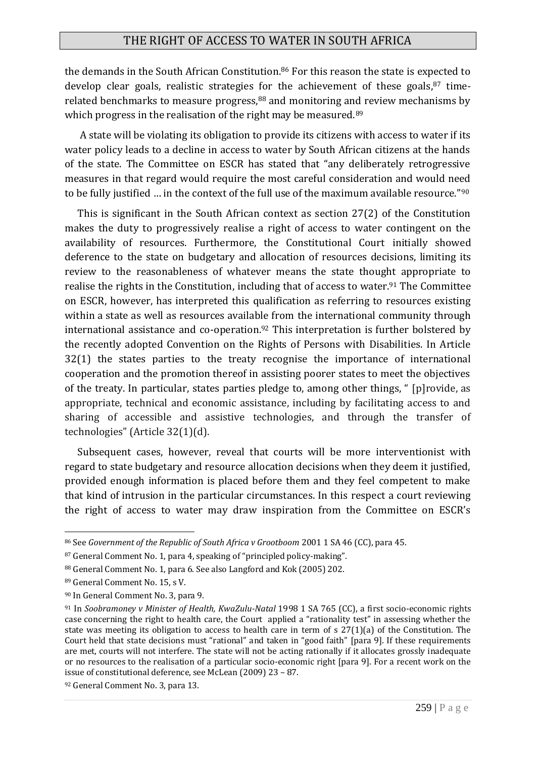the demands in the South African Constitution.[86] For this reason the state is expected to develop clear goals, realistic strategies for the achievement of these goals,[87] time-related benchmarks to measure progress,[88] and monitoring and review mechanisms by which progress in the realisation of the right may be measured.[89]

A state will be violating its obligation to provide its citizens with access to water if its water policy leads to a decline in access to water by South African citizens at the hands of the state. The Committee on ESCR has stated that "any deliberately retrogressive measures in that regard would require the most careful consideration and would need to be fully justified … in the context of the full use of the maximum available resource."[90]

This is significant in the South African context as section 27(2) of the Constitution makes the duty to progressively realise a right of access to water contingent on the availability of resources. Furthermore, the Constitutional Court initially showed deference to the state on budgetary and allocation of resources decisions, limiting its review to the reasonableness of whatever means the state thought appropriate to realise the rights in the Constitution, including that of access to water.[91] The Committee on ESCR, however, has interpreted this qualification as referring to resources existing within a state as well as resources available from the international community through international assistance and co-operation.[92] This interpretation is further bolstered by the recently adopted Convention on the Rights of Persons with Disabilities. In Article 32(1) the states parties to the treaty recognise the importance of international cooperation and the promotion thereof in assisting poorer states to meet the objectives of the treaty. In particular, states parties pledge to, among other things, " [p]rovide, as appropriate, technical and economic assistance, including by facilitating access to and sharing of accessible and assistive technologies, and through the transfer of technologies" (Article 32(1)(d).

Subsequent cases, however, reveal that courts will be more interventionist with regard to state budgetary and resource allocation decisions when they deem it justified, provided enough information is placed before them and they feel competent to make that kind of intrusion in the particular circumstances. In this respect a court reviewing the right of access to water may draw inspiration from the Committee on ESCR's

---

[86] See *Government of the Republic of South Africa v Grootboom* 2001 1 SA 46 (CC), para 45.

[87] General Comment No. 1, para 4, speaking of "principled policy-making".

[88] General Comment No. 1, para 6. See also Langford and Kok (2005) 202.

[89] General Comment No. 15, s V.

[90] In General Comment No. 3, para 9.

[91] In *Soobramoney v Minister of Health, KwaZulu-Natal* 1998 1 SA 765 (CC), a first socio-economic rights case concerning the right to health care, the Court applied a "rationality test" in assessing whether the state was meeting its obligation to access to health care in term of s 27(1)(a) of the Constitution. The Court held that state decisions must "rational" and taken in "good faith" [para 9]. If these requirements are met, courts will not interfere. The state will not be acting rationally if it allocates grossly inadequate or no resources to the realisation of a particular socio-economic right [para 9]. For a recent work on the issue of constitutional deference, see McLean (2009) 23 – 87.

[92] General Comment No. 3, para 13.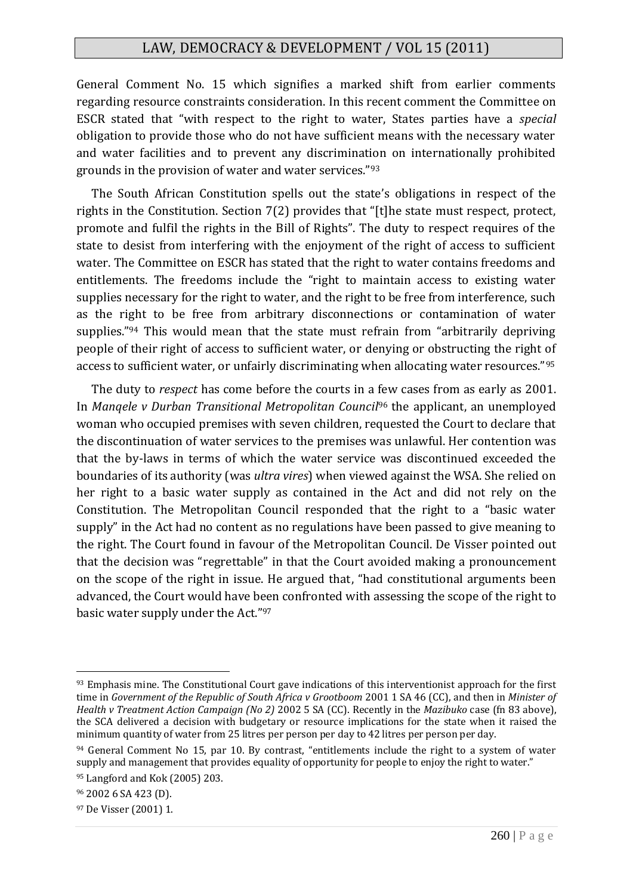General Comment No. 15 which signifies a marked shift from earlier comments regarding resource constraints consideration. In this recent comment the Committee on ESCR stated that "with respect to the right to water, States parties have a *special* obligation to provide those who do not have sufficient means with the necessary water and water facilities and to prevent any discrimination on internationally prohibited grounds in the provision of water and water services."[93]

The South African Constitution spells out the state's obligations in respect of the rights in the Constitution. Section 7(2) provides that "[t]he state must respect, protect, promote and fulfil the rights in the Bill of Rights". The duty to respect requires of the state to desist from interfering with the enjoyment of the right of access to sufficient water. The Committee on ESCR has stated that the right to water contains freedoms and entitlements. The freedoms include the "right to maintain access to existing water supplies necessary for the right to water, and the right to be free from interference, such as the right to be free from arbitrary disconnections or contamination of water supplies."[94] This would mean that the state must refrain from "arbitrarily depriving people of their right of access to sufficient water, or denying or obstructing the right of access to sufficient water, or unfairly discriminating when allocating water resources."[95]

The duty to *respect* has come before the courts in a few cases from as early as 2001. In *Manqele v Durban Transitional Metropolitan Council*[96] the applicant, an unemployed woman who occupied premises with seven children, requested the Court to declare that the discontinuation of water services to the premises was unlawful. Her contention was that the by-laws in terms of which the water service was discontinued exceeded the boundaries of its authority (was *ultra vires*) when viewed against the WSA. She relied on her right to a basic water supply as contained in the Act and did not rely on the Constitution. The Metropolitan Council responded that the right to a "basic water supply" in the Act had no content as no regulations have been passed to give meaning to the right. The Court found in favour of the Metropolitan Council. De Visser pointed out that the decision was "regrettable" in that the Court avoided making a pronouncement on the scope of the right in issue. He argued that, "had constitutional arguments been advanced, the Court would have been confronted with assessing the scope of the right to basic water supply under the Act."[97]

---

[93] Emphasis mine. The Constitutional Court gave indications of this interventionist approach for the first time in *Government of the Republic of South Africa v Grootboom* 2001 1 SA 46 (CC), and then in *Minister of Health v Treatment Action Campaign (No 2)* 2002 5 SA (CC). Recently in the *Mazibuko* case (fn 83 above), the SCA delivered a decision with budgetary or resource implications for the state when it raised the minimum quantity of water from 25 litres per person per day to 42 litres per person per day.

[94] General Comment No 15, par 10. By contrast, "entitlements include the right to a system of water supply and management that provides equality of opportunity for people to enjoy the right to water."

[95] Langford and Kok (2005) 203.

[96] 2002 6 SA 423 (D).

[97] De Visser (2001) 1.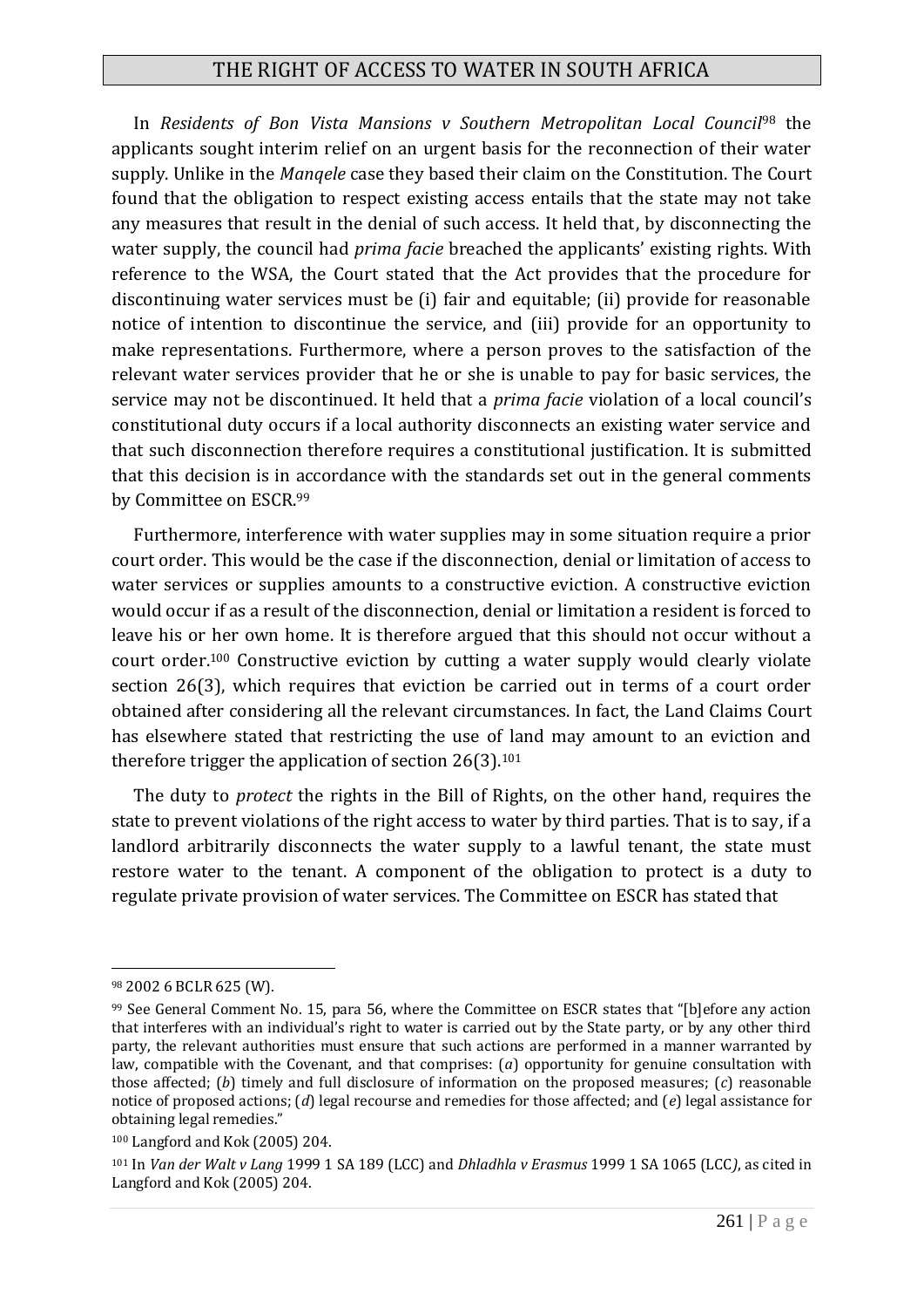In *Residents of Bon Vista Mansions v Southern Metropolitan Local Council*[98] the applicants sought interim relief on an urgent basis for the reconnection of their water supply. Unlike in the *Manqele* case they based their claim on the Constitution. The Court found that the obligation to respect existing access entails that the state may not take any measures that result in the denial of such access. It held that, by disconnecting the water supply, the council had *prima facie* breached the applicants' existing rights. With reference to the WSA, the Court stated that the Act provides that the procedure for discontinuing water services must be (i) fair and equitable; (ii) provide for reasonable notice of intention to discontinue the service, and (iii) provide for an opportunity to make representations. Furthermore, where a person proves to the satisfaction of the relevant water services provider that he or she is unable to pay for basic services, the service may not be discontinued. It held that a *prima facie* violation of a local council's constitutional duty occurs if a local authority disconnects an existing water service and that such disconnection therefore requires a constitutional justification. It is submitted that this decision is in accordance with the standards set out in the general comments by Committee on ESCR.[99]

Furthermore, interference with water supplies may in some situation require a prior court order. This would be the case if the disconnection, denial or limitation of access to water services or supplies amounts to a constructive eviction. A constructive eviction would occur if as a result of the disconnection, denial or limitation a resident is forced to leave his or her own home. It is therefore argued that this should not occur without a court order.[100] Constructive eviction by cutting a water supply would clearly violate section 26(3), which requires that eviction be carried out in terms of a court order obtained after considering all the relevant circumstances. In fact, the Land Claims Court has elsewhere stated that restricting the use of land may amount to an eviction and therefore trigger the application of section 26(3).[101]

The duty to *protect* the rights in the Bill of Rights, on the other hand, requires the state to prevent violations of the right access to water by third parties. That is to say, if a landlord arbitrarily disconnects the water supply to a lawful tenant, the state must restore water to the tenant. A component of the obligation to protect is a duty to regulate private provision of water services. The Committee on ESCR has stated that

---

[98] 2002 6 BCLR 625 (W).

[99] See General Comment No. 15, para 56, where the Committee on ESCR states that "[b]efore any action that interferes with an individual's right to water is carried out by the State party, or by any other third party, the relevant authorities must ensure that such actions are performed in a manner warranted by law, compatible with the Covenant, and that comprises: (*a*) opportunity for genuine consultation with those affected; (*b*) timely and full disclosure of information on the proposed measures; (*c*) reasonable notice of proposed actions; (*d*) legal recourse and remedies for those affected; and (*e*) legal assistance for obtaining legal remedies."

[100] Langford and Kok (2005) 204.

[101] In *Van der Walt v Lang* 1999 1 SA 189 (LCC) and *Dhladhla v Erasmus* 1999 1 SA 1065 (LCC), as cited in Langford and Kok (2005) 204.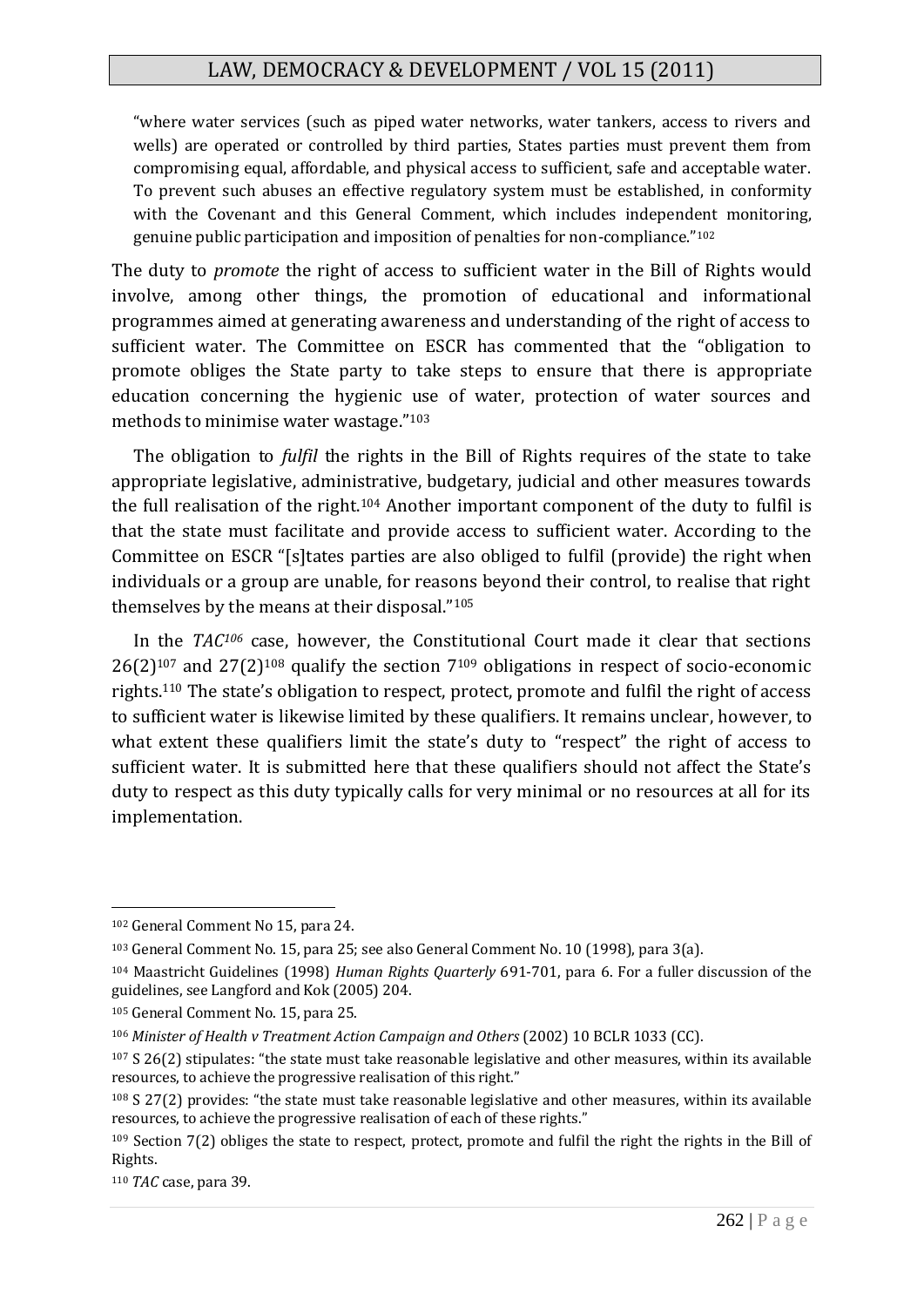> "where water services (such as piped water networks, water tankers, access to rivers and wells) are operated or controlled by third parties, States parties must prevent them from compromising equal, affordable, and physical access to sufficient, safe and acceptable water. To prevent such abuses an effective regulatory system must be established, in conformity with the Covenant and this General Comment, which includes independent monitoring, genuine public participation and imposition of penalties for non-compliance."[102]

The duty to *promote* the right of access to sufficient water in the Bill of Rights would involve, among other things, the promotion of educational and informational programmes aimed at generating awareness and understanding of the right of access to sufficient water. The Committee on ESCR has commented that the "obligation to promote obliges the State party to take steps to ensure that there is appropriate education concerning the hygienic use of water, protection of water sources and methods to minimise water wastage."[103]

The obligation to *fulfil* the rights in the Bill of Rights requires of the state to take appropriate legislative, administrative, budgetary, judicial and other measures towards the full realisation of the right.[104] Another important component of the duty to fulfil is that the state must facilitate and provide access to sufficient water. According to the Committee on ESCR "[s]tates parties are also obliged to fulfil (provide) the right when individuals or a group are unable, for reasons beyond their control, to realise that right themselves by the means at their disposal."[105]

In the *TAC*[106] case, however, the Constitutional Court made it clear that sections 26(2)[107] and 27(2)[108] qualify the section 7[109] obligations in respect of socio-economic rights.[110] The state's obligation to respect, protect, promote and fulfil the right of access to sufficient water is likewise limited by these qualifiers. It remains unclear, however, to what extent these qualifiers limit the state's duty to "respect" the right of access to sufficient water. It is submitted here that these qualifiers should not affect the State's duty to respect as this duty typically calls for very minimal or no resources at all for its implementation.

---

[102] General Comment No 15, para 24.

[103] General Comment No. 15, para 25; see also General Comment No. 10 (1998), para 3(a).

[104] Maastricht Guidelines (1998) *Human Rights Quarterly* 691-701, para 6. For a fuller discussion of the guidelines, see Langford and Kok (2005) 204.

[105] General Comment No. 15, para 25.

[106] *Minister of Health v Treatment Action Campaign and Others* (2002) 10 BCLR 1033 (CC).

[107] S 26(2) stipulates: "the state must take reasonable legislative and other measures, within its available resources, to achieve the progressive realisation of this right."

[108] S 27(2) provides: "the state must take reasonable legislative and other measures, within its available resources, to achieve the progressive realisation of each of these rights."

[109] Section 7(2) obliges the state to respect, protect, promote and fulfil the right the rights in the Bill of Rights.

[110] *TAC* case, para 39.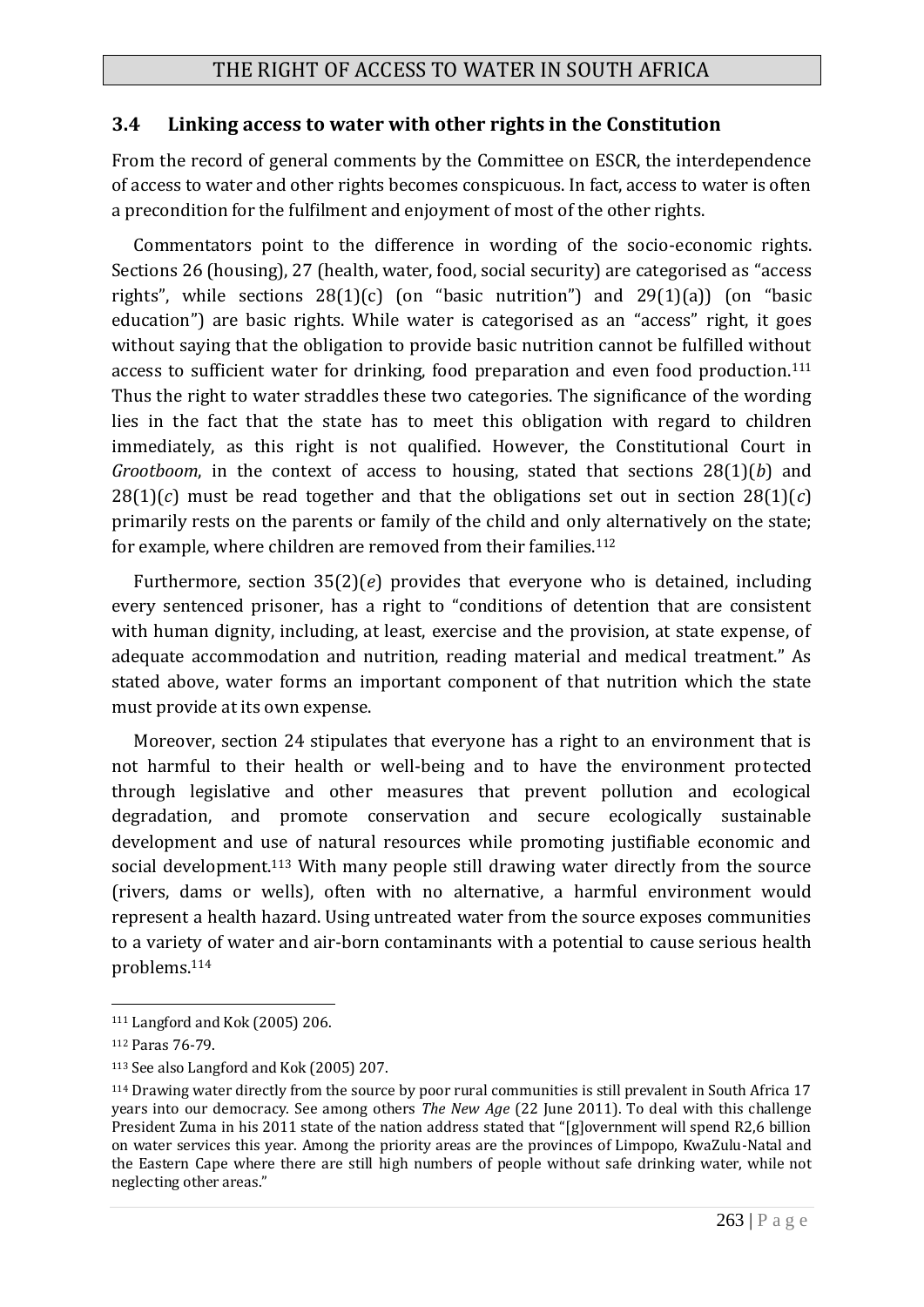### 3.4 Linking access to water with other rights in the Constitution

From the record of general comments by the Committee on ESCR, the interdependence of access to water and other rights becomes conspicuous. In fact, access to water is often a precondition for the fulfilment and enjoyment of most of the other rights.

Commentators point to the difference in wording of the socio-economic rights. Sections 26 (housing), 27 (health, water, food, social security) are categorised as "access rights", while sections 28(1)(c) (on "basic nutrition") and 29(1)(a)) (on "basic education") are basic rights. While water is categorised as an "access" right, it goes without saying that the obligation to provide basic nutrition cannot be fulfilled without access to sufficient water for drinking, food preparation and even food production.[111] Thus the right to water straddles these two categories. The significance of the wording lies in the fact that the state has to meet this obligation with regard to children immediately, as this right is not qualified. However, the Constitutional Court in *Grootboom*, in the context of access to housing, stated that sections 28(1)(*b*) and 28(1)(*c*) must be read together and that the obligations set out in section 28(1)(*c*) primarily rests on the parents or family of the child and only alternatively on the state; for example, where children are removed from their families.[112]

Furthermore, section 35(2)(*e*) provides that everyone who is detained, including every sentenced prisoner, has a right to "conditions of detention that are consistent with human dignity, including, at least, exercise and the provision, at state expense, of adequate accommodation and nutrition, reading material and medical treatment." As stated above, water forms an important component of that nutrition which the state must provide at its own expense.

Moreover, section 24 stipulates that everyone has a right to an environment that is not harmful to their health or well-being and to have the environment protected through legislative and other measures that prevent pollution and ecological degradation, and promote conservation and secure ecologically sustainable development and use of natural resources while promoting justifiable economic and social development.[113] With many people still drawing water directly from the source (rivers, dams or wells), often with no alternative, a harmful environment would represent a health hazard. Using untreated water from the source exposes communities to a variety of water and air-born contaminants with a potential to cause serious health problems.[114]

---

[111] Langford and Kok (2005) 206.

[112] Paras 76-79.

[113] See also Langford and Kok (2005) 207.

[114] Drawing water directly from the source by poor rural communities is still prevalent in South Africa 17 years into our democracy. See among others *The New Age* (22 June 2011). To deal with this challenge President Zuma in his 2011 state of the nation address stated that "[g]overnment will spend R2,6 billion on water services this year. Among the priority areas are the provinces of Limpopo, KwaZulu-Natal and the Eastern Cape where there are still high numbers of people without safe drinking water, while not neglecting other areas."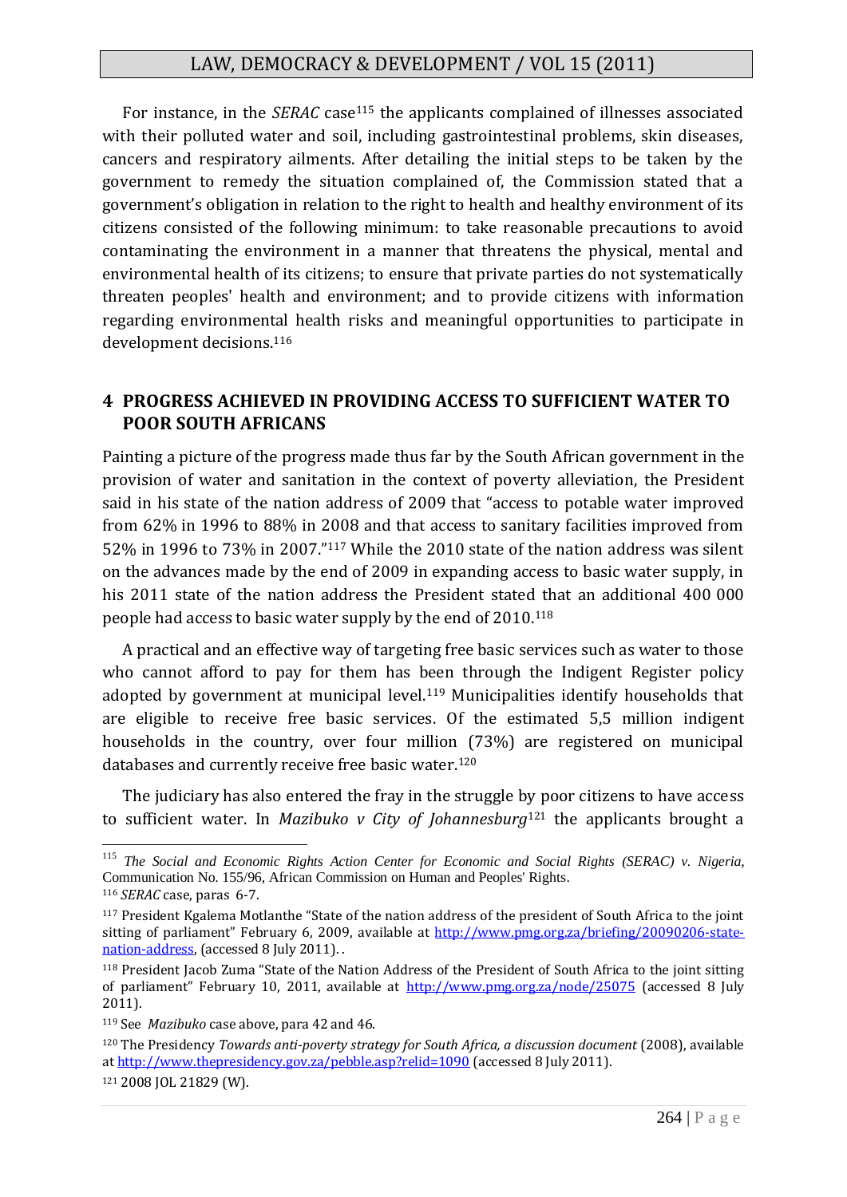For instance, in the *SERAC* case[115] the applicants complained of illnesses associated with their polluted water and soil, including gastrointestinal problems, skin diseases, cancers and respiratory ailments. After detailing the initial steps to be taken by the government to remedy the situation complained of, the Commission stated that a government's obligation in relation to the right to health and healthy environment of its citizens consisted of the following minimum: to take reasonable precautions to avoid contaminating the environment in a manner that threatens the physical, mental and environmental health of its citizens; to ensure that private parties do not systematically threaten peoples' health and environment; and to provide citizens with information regarding environmental health risks and meaningful opportunities to participate in development decisions.[116]

## 4 PROGRESS ACHIEVED IN PROVIDING ACCESS TO SUFFICIENT WATER TO POOR SOUTH AFRICANS

Painting a picture of the progress made thus far by the South African government in the provision of water and sanitation in the context of poverty alleviation, the President said in his state of the nation address of 2009 that "access to potable water improved from 62% in 1996 to 88% in 2008 and that access to sanitary facilities improved from 52% in 1996 to 73% in 2007."[117] While the 2010 state of the nation address was silent on the advances made by the end of 2009 in expanding access to basic water supply, in his 2011 state of the nation address the President stated that an additional 400 000 people had access to basic water supply by the end of 2010.[118]

A practical and an effective way of targeting free basic services such as water to those who cannot afford to pay for them has been through the Indigent Register policy adopted by government at municipal level.[119] Municipalities identify households that are eligible to receive free basic services. Of the estimated 5,5 million indigent households in the country, over four million (73%) are registered on municipal databases and currently receive free basic water.[120]

The judiciary has also entered the fray in the struggle by poor citizens to have access to sufficient water. In *Mazibuko v City of Johannesburg*[121] the applicants brought a

---

[115] *The Social and Economic Rights Action Center for Economic and Social Rights (SERAC) v. Nigeria*, Communication No. 155/96, African Commission on Human and Peoples' Rights.

[116] *SERAC* case, paras 6-7.

[117] President Kgalema Motlanthe "State of the nation address of the president of South Africa to the joint sitting of parliament" February 6, 2009, available at http://www.pmg.org.za/briefing/20090206-state-nation-address, (accessed 8 July 2011). .

[118] President Jacob Zuma "State of the Nation Address of the President of South Africa to the joint sitting of parliament" February 10, 2011, available at http://www.pmg.org.za/node/25075 (accessed 8 July 2011).

[119] See *Mazibuko* case above, para 42 and 46.

[120] The Presidency *Towards anti-poverty strategy for South Africa, a discussion document* (2008), available at http://www.thepresidency.gov.za/pebble.asp?relid=1090 (accessed 8 July 2011).

[121] 2008 JOL 21829 (W).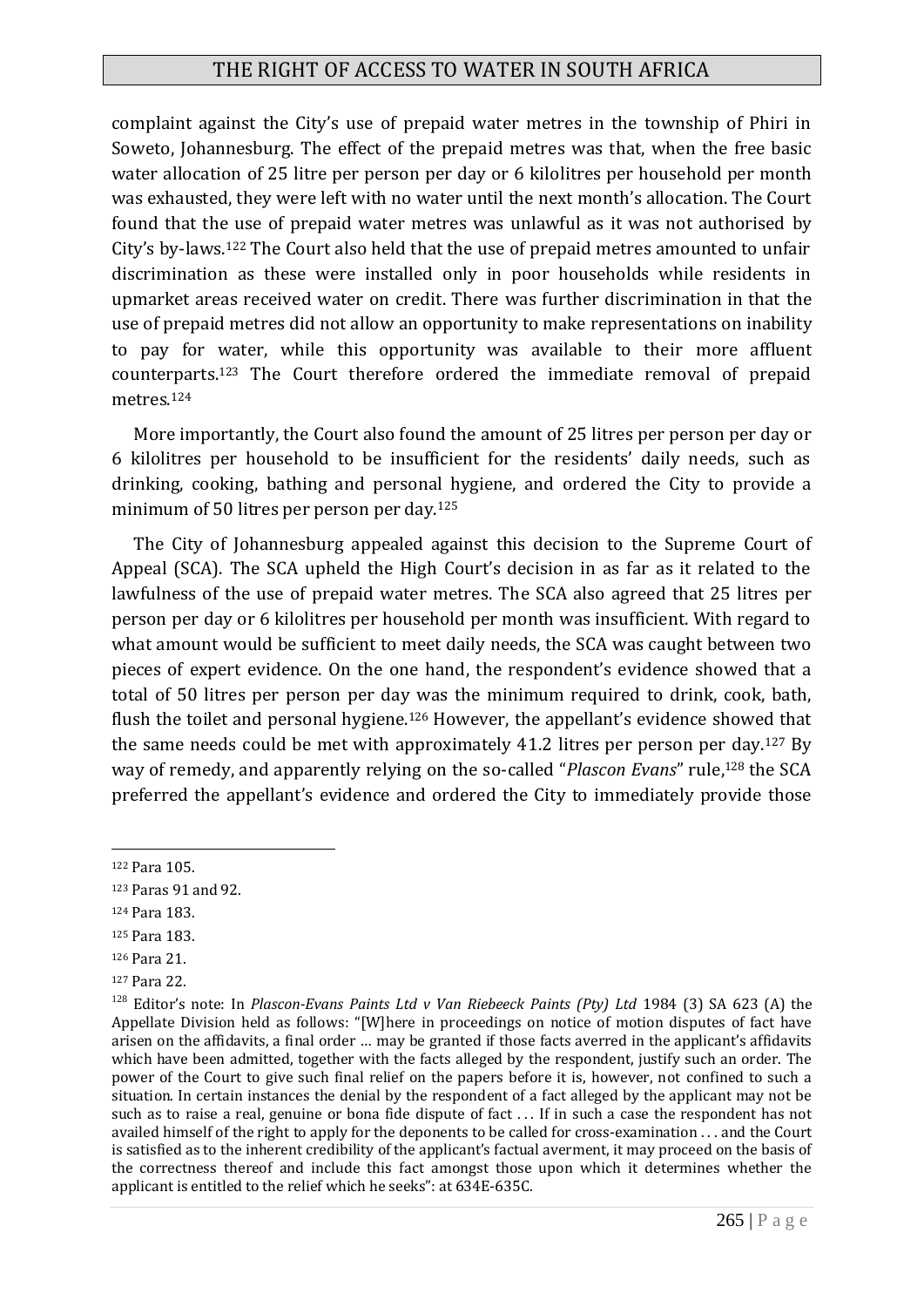complaint against the City's use of prepaid water metres in the township of Phiri in Soweto, Johannesburg. The effect of the prepaid metres was that, when the free basic water allocation of 25 litre per person per day or 6 kilolitres per household per month was exhausted, they were left with no water until the next month's allocation. The Court found that the use of prepaid water metres was unlawful as it was not authorised by City's by-laws.[122] The Court also held that the use of prepaid metres amounted to unfair discrimination as these were installed only in poor households while residents in upmarket areas received water on credit. There was further discrimination in that the use of prepaid metres did not allow an opportunity to make representations on inability to pay for water, while this opportunity was available to their more affluent counterparts.[123] The Court therefore ordered the immediate removal of prepaid metres.[124]

More importantly, the Court also found the amount of 25 litres per person per day or 6 kilolitres per household to be insufficient for the residents' daily needs, such as drinking, cooking, bathing and personal hygiene, and ordered the City to provide a minimum of 50 litres per person per day.[125]

The City of Johannesburg appealed against this decision to the Supreme Court of Appeal (SCA). The SCA upheld the High Court's decision in as far as it related to the lawfulness of the use of prepaid water metres. The SCA also agreed that 25 litres per person per day or 6 kilolitres per household per month was insufficient. With regard to what amount would be sufficient to meet daily needs, the SCA was caught between two pieces of expert evidence. On the one hand, the respondent's evidence showed that a total of 50 litres per person per day was the minimum required to drink, cook, bath, flush the toilet and personal hygiene.[126] However, the appellant's evidence showed that the same needs could be met with approximately 41.2 litres per person per day.[127] By way of remedy, and apparently relying on the so-called "*Plascon Evans*" rule,[128] the SCA preferred the appellant's evidence and ordered the City to immediately provide those

---

[122] Para 105.

[123] Paras 91 and 92.

[124] Para 183.

[125] Para 183.

[126] Para 21.

[127] Para 22.

[128] Editor's note: In *Plascon-Evans Paints Ltd v Van Riebeeck Paints (Pty) Ltd* 1984 (3) SA 623 (A) the Appellate Division held as follows: "[W]here in proceedings on notice of motion disputes of fact have arisen on the affidavits, a final order … may be granted if those facts averred in the applicant's affidavits which have been admitted, together with the facts alleged by the respondent, justify such an order. The power of the Court to give such final relief on the papers before it is, however, not confined to such a situation. In certain instances the denial by the respondent of a fact alleged by the applicant may not be such as to raise a real, genuine or bona fide dispute of fact . . . If in such a case the respondent has not availed himself of the right to apply for the deponents to be called for cross-examination . . . and the Court is satisfied as to the inherent credibility of the applicant's factual averment, it may proceed on the basis of the correctness thereof and include this fact amongst those upon which it determines whether the applicant is entitled to the relief which he seeks": at 634E-635C.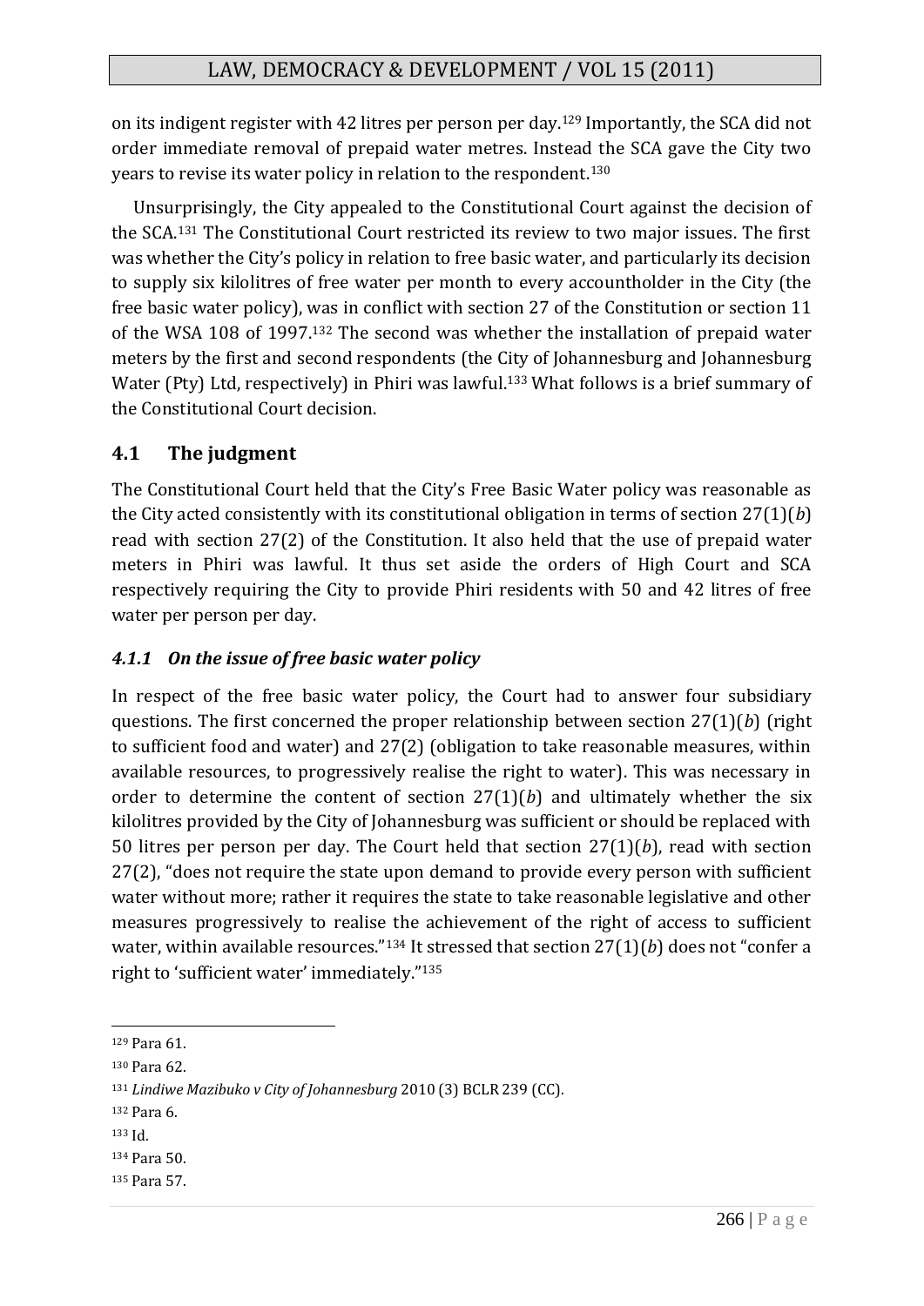on its indigent register with 42 litres per person per day.[129] Importantly, the SCA did not order immediate removal of prepaid water metres. Instead the SCA gave the City two years to revise its water policy in relation to the respondent.[130]

Unsurprisingly, the City appealed to the Constitutional Court against the decision of the SCA.[131] The Constitutional Court restricted its review to two major issues. The first was whether the City's policy in relation to free basic water, and particularly its decision to supply six kilolitres of free water per month to every accountholder in the City (the free basic water policy), was in conflict with section 27 of the Constitution or section 11 of the WSA 108 of 1997.[132] The second was whether the installation of prepaid water meters by the first and second respondents (the City of Johannesburg and Johannesburg Water (Pty) Ltd, respectively) in Phiri was lawful.[133] What follows is a brief summary of the Constitutional Court decision.

## 4.1 The judgment

The Constitutional Court held that the City's Free Basic Water policy was reasonable as the City acted consistently with its constitutional obligation in terms of section 27(1)(*b*) read with section 27(2) of the Constitution. It also held that the use of prepaid water meters in Phiri was lawful. It thus set aside the orders of High Court and SCA respectively requiring the City to provide Phiri residents with 50 and 42 litres of free water per person per day.

### *4.1.1 On the issue of free basic water policy*

In respect of the free basic water policy, the Court had to answer four subsidiary questions. The first concerned the proper relationship between section 27(1)(*b*) (right to sufficient food and water) and 27(2) (obligation to take reasonable measures, within available resources, to progressively realise the right to water). This was necessary in order to determine the content of section 27(1)(*b*) and ultimately whether the six kilolitres provided by the City of Johannesburg was sufficient or should be replaced with 50 litres per person per day. The Court held that section 27(1)(*b*), read with section 27(2), "does not require the state upon demand to provide every person with sufficient water without more; rather it requires the state to take reasonable legislative and other measures progressively to realise the achievement of the right of access to sufficient water, within available resources."[134] It stressed that section 27(1)(*b*) does not "confer a right to 'sufficient water' immediately."[135]

---

[129] Para 61.

[130] Para 62.

[131] *Lindiwe Mazibuko v City of Johannesburg* 2010 (3) BCLR 239 (CC).

[132] Para 6.

[133] Id.

[134] Para 50.

[135] Para 57.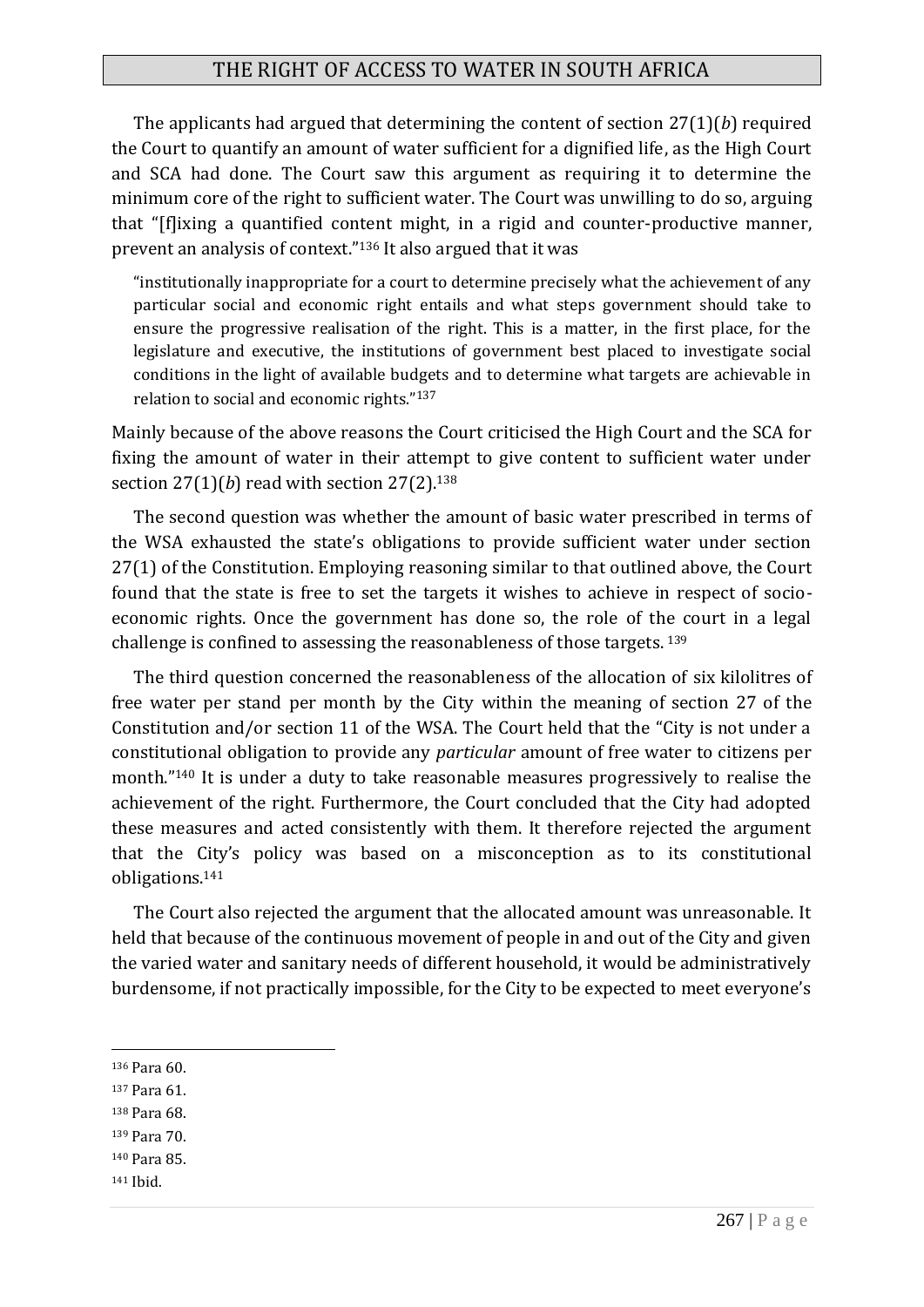The applicants had argued that determining the content of section 27(1)(*b*) required the Court to quantify an amount of water sufficient for a dignified life, as the High Court and SCA had done. The Court saw this argument as requiring it to determine the minimum core of the right to sufficient water. The Court was unwilling to do so, arguing that "[f]ixing a quantified content might, in a rigid and counter-productive manner, prevent an analysis of context."[136] It also argued that it was

> "institutionally inappropriate for a court to determine precisely what the achievement of any particular social and economic right entails and what steps government should take to ensure the progressive realisation of the right. This is a matter, in the first place, for the legislature and executive, the institutions of government best placed to investigate social conditions in the light of available budgets and to determine what targets are achievable in relation to social and economic rights."[137]

Mainly because of the above reasons the Court criticised the High Court and the SCA for fixing the amount of water in their attempt to give content to sufficient water under section 27(1)(*b*) read with section 27(2).[138]

The second question was whether the amount of basic water prescribed in terms of the WSA exhausted the state's obligations to provide sufficient water under section 27(1) of the Constitution. Employing reasoning similar to that outlined above, the Court found that the state is free to set the targets it wishes to achieve in respect of socio-economic rights. Once the government has done so, the role of the court in a legal challenge is confined to assessing the reasonableness of those targets. [139]

The third question concerned the reasonableness of the allocation of six kilolitres of free water per stand per month by the City within the meaning of section 27 of the Constitution and/or section 11 of the WSA. The Court held that the "City is not under a constitutional obligation to provide any *particular* amount of free water to citizens per month."[140] It is under a duty to take reasonable measures progressively to realise the achievement of the right. Furthermore, the Court concluded that the City had adopted these measures and acted consistently with them. It therefore rejected the argument that the City's policy was based on a misconception as to its constitutional obligations.[141]

The Court also rejected the argument that the allocated amount was unreasonable. It held that because of the continuous movement of people in and out of the City and given the varied water and sanitary needs of different household, it would be administratively burdensome, if not practically impossible, for the City to be expected to meet everyone's

---

[136] Para 60.

[137] Para 61.

[138] Para 68.

[139] Para 70.

[140] Para 85.

[141] Ibid.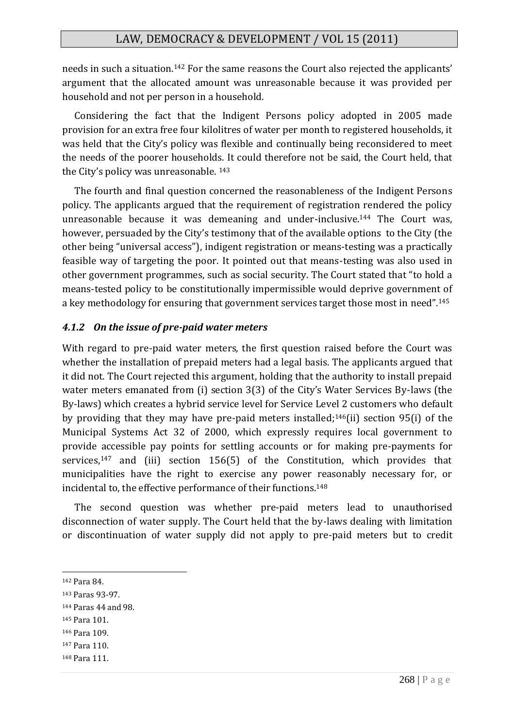needs in such a situation.[142] For the same reasons the Court also rejected the applicants' argument that the allocated amount was unreasonable because it was provided per household and not per person in a household.

Considering the fact that the Indigent Persons policy adopted in 2005 made provision for an extra free four kilolitres of water per month to registered households, it was held that the City's policy was flexible and continually being reconsidered to meet the needs of the poorer households. It could therefore not be said, the Court held, that the City's policy was unreasonable. [143]

The fourth and final question concerned the reasonableness of the Indigent Persons policy. The applicants argued that the requirement of registration rendered the policy unreasonable because it was demeaning and under-inclusive.[144] The Court was, however, persuaded by the City's testimony that of the available options to the City (the other being "universal access"), indigent registration or means-testing was a practically feasible way of targeting the poor. It pointed out that means-testing was also used in other government programmes, such as social security. The Court stated that "to hold a means-tested policy to be constitutionally impermissible would deprive government of a key methodology for ensuring that government services target those most in need".[145]

#### *4.1.2 On the issue of pre-paid water meters*

With regard to pre-paid water meters, the first question raised before the Court was whether the installation of prepaid meters had a legal basis. The applicants argued that it did not. The Court rejected this argument, holding that the authority to install prepaid water meters emanated from (i) section 3(3) of the City's Water Services By-laws (the By-laws) which creates a hybrid service level for Service Level 2 customers who default by providing that they may have pre-paid meters installed;[146](ii) section 95(i) of the Municipal Systems Act 32 of 2000, which expressly requires local government to provide accessible pay points for settling accounts or for making pre-payments for services,[147] and (iii) section 156(5) of the Constitution, which provides that municipalities have the right to exercise any power reasonably necessary for, or incidental to, the effective performance of their functions.[148]

The second question was whether pre-paid meters lead to unauthorised disconnection of water supply. The Court held that the by-laws dealing with limitation or discontinuation of water supply did not apply to pre-paid meters but to credit

---

[142] Para 84.

[143] Paras 93-97.

[144] Paras 44 and 98.

[145] Para 101.

[146] Para 109.

[147] Para 110.

[148] Para 111.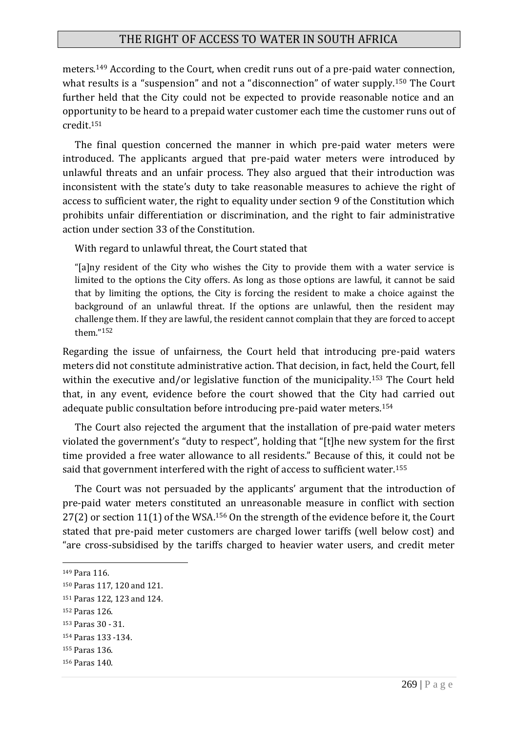meters.[149] According to the Court, when credit runs out of a pre-paid water connection, what results is a "suspension" and not a "disconnection" of water supply.[150] The Court further held that the City could not be expected to provide reasonable notice and an opportunity to be heard to a prepaid water customer each time the customer runs out of credit.[151]

The final question concerned the manner in which pre-paid water meters were introduced. The applicants argued that pre-paid water meters were introduced by unlawful threats and an unfair process. They also argued that their introduction was inconsistent with the state's duty to take reasonable measures to achieve the right of access to sufficient water, the right to equality under section 9 of the Constitution which prohibits unfair differentiation or discrimination, and the right to fair administrative action under section 33 of the Constitution.

With regard to unlawful threat, the Court stated that

> "[a]ny resident of the City who wishes the City to provide them with a water service is limited to the options the City offers. As long as those options are lawful, it cannot be said that by limiting the options, the City is forcing the resident to make a choice against the background of an unlawful threat. If the options are unlawful, then the resident may challenge them. If they are lawful, the resident cannot complain that they are forced to accept them."[152]

Regarding the issue of unfairness, the Court held that introducing pre-paid waters meters did not constitute administrative action. That decision, in fact, held the Court, fell within the executive and/or legislative function of the municipality.[153] The Court held that, in any event, evidence before the court showed that the City had carried out adequate public consultation before introducing pre-paid water meters.[154]

The Court also rejected the argument that the installation of pre-paid water meters violated the government's "duty to respect", holding that "[t]he new system for the first time provided a free water allowance to all residents." Because of this, it could not be said that government interfered with the right of access to sufficient water.[155]

The Court was not persuaded by the applicants' argument that the introduction of pre-paid water meters constituted an unreasonable measure in conflict with section 27(2) or section 11(1) of the WSA.[156] On the strength of the evidence before it, the Court stated that pre-paid meter customers are charged lower tariffs (well below cost) and "are cross-subsidised by the tariffs charged to heavier water users, and credit meter

---

[149] Para 116.

[150] Paras 117, 120 and 121.

[151] Paras 122, 123 and 124.

[152] Paras 126.

[153] Paras 30 - 31.

[154] Paras 133 -134.

[155] Paras 136.

[156] Paras 140.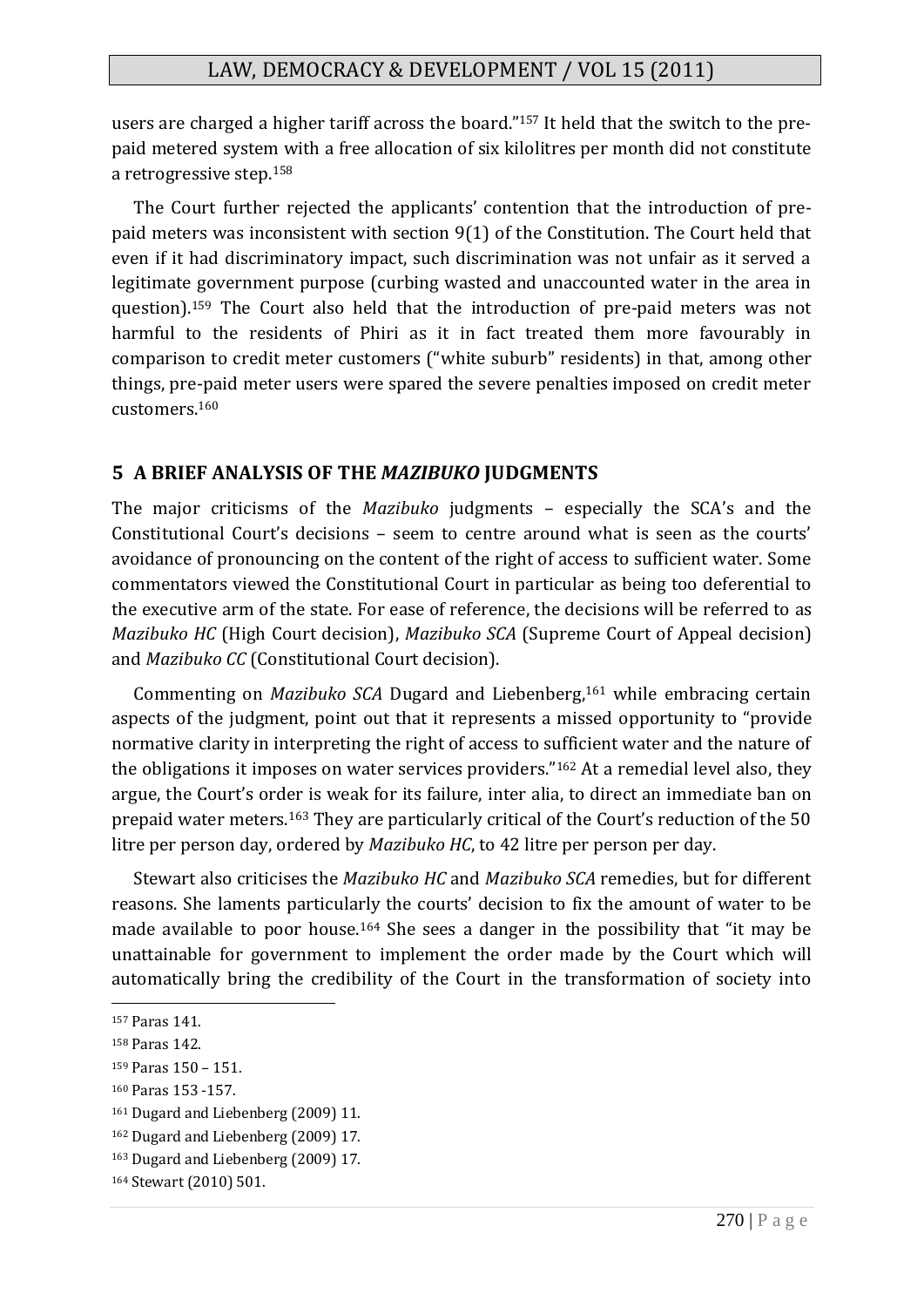users are charged a higher tariff across the board."[157] It held that the switch to the pre-paid metered system with a free allocation of six kilolitres per month did not constitute a retrogressive step.[158]

The Court further rejected the applicants' contention that the introduction of pre-paid meters was inconsistent with section 9(1) of the Constitution. The Court held that even if it had discriminatory impact, such discrimination was not unfair as it served a legitimate government purpose (curbing wasted and unaccounted water in the area in question).[159] The Court also held that the introduction of pre-paid meters was not harmful to the residents of Phiri as it in fact treated them more favourably in comparison to credit meter customers ("white suburb" residents) in that, among other things, pre-paid meter users were spared the severe penalties imposed on credit meter customers.[160]

## 5 A BRIEF ANALYSIS OF THE *MAZIBUKO* JUDGMENTS

The major criticisms of the *Mazibuko* judgments – especially the SCA's and the Constitutional Court's decisions – seem to centre around what is seen as the courts' avoidance of pronouncing on the content of the right of access to sufficient water. Some commentators viewed the Constitutional Court in particular as being too deferential to the executive arm of the state. For ease of reference, the decisions will be referred to as *Mazibuko HC* (High Court decision), *Mazibuko SCA* (Supreme Court of Appeal decision) and *Mazibuko CC* (Constitutional Court decision).

Commenting on *Mazibuko SCA* Dugard and Liebenberg,[161] while embracing certain aspects of the judgment, point out that it represents a missed opportunity to "provide normative clarity in interpreting the right of access to sufficient water and the nature of the obligations it imposes on water services providers."[162] At a remedial level also, they argue, the Court's order is weak for its failure, inter alia, to direct an immediate ban on prepaid water meters.[163] They are particularly critical of the Court's reduction of the 50 litre per person day, ordered by *Mazibuko HC*, to 42 litre per person per day.

Stewart also criticises the *Mazibuko HC* and *Mazibuko SCA* remedies, but for different reasons. She laments particularly the courts' decision to fix the amount of water to be made available to poor house.[164] She sees a danger in the possibility that "it may be unattainable for government to implement the order made by the Court which will automatically bring the credibility of the Court in the transformation of society into

---

[157] Paras 141.

[158] Paras 142.

[159] Paras 150 – 151.

[160] Paras 153 -157.

[161] Dugard and Liebenberg (2009) 11.

[162] Dugard and Liebenberg (2009) 17.

[163] Dugard and Liebenberg (2009) 17.

[164] Stewart (2010) 501.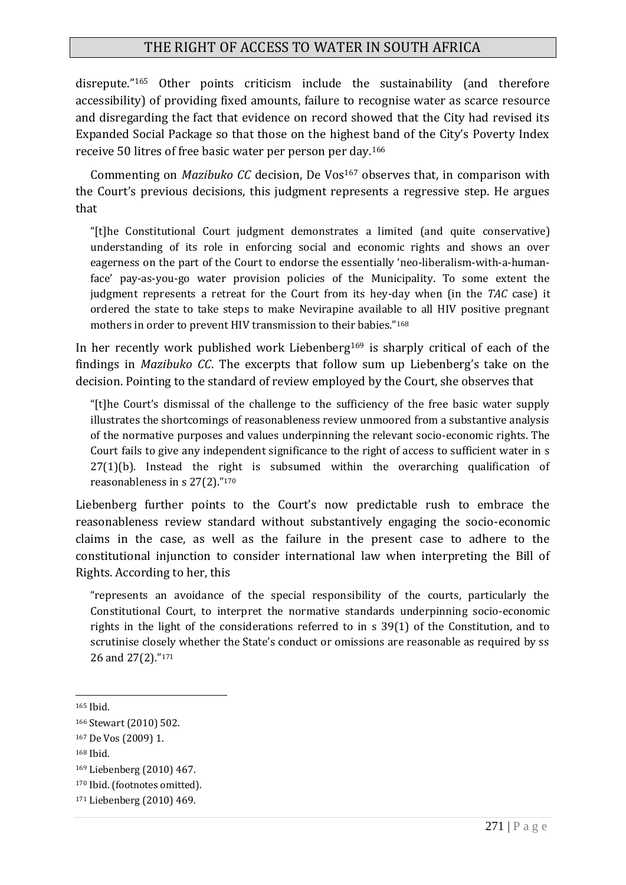disrepute."[165] Other points criticism include the sustainability (and therefore accessibility) of providing fixed amounts, failure to recognise water as scarce resource and disregarding the fact that evidence on record showed that the City had revised its Expanded Social Package so that those on the highest band of the City's Poverty Index receive 50 litres of free basic water per person per day.[166]

Commenting on *Mazibuko CC* decision, De Vos[167] observes that, in comparison with the Court's previous decisions, this judgment represents a regressive step. He argues that

> "[t]he Constitutional Court judgment demonstrates a limited (and quite conservative) understanding of its role in enforcing social and economic rights and shows an over eagerness on the part of the Court to endorse the essentially 'neo-liberalism-with-a-human-face' pay-as-you-go water provision policies of the Municipality. To some extent the judgment represents a retreat for the Court from its hey-day when (in the *TAC* case) it ordered the state to take steps to make Nevirapine available to all HIV positive pregnant mothers in order to prevent HIV transmission to their babies."[168]

In her recently work published work Liebenberg[169] is sharply critical of each of the findings in *Mazibuko CC*. The excerpts that follow sum up Liebenberg's take on the decision. Pointing to the standard of review employed by the Court, she observes that

> "[t]he Court's dismissal of the challenge to the sufficiency of the free basic water supply illustrates the shortcomings of reasonableness review unmoored from a substantive analysis of the normative purposes and values underpinning the relevant socio-economic rights. The Court fails to give any independent significance to the right of access to sufficient water in s 27(1)(b). Instead the right is subsumed within the overarching qualification of reasonableness in s 27(2)."[170]

Liebenberg further points to the Court's now predictable rush to embrace the reasonableness review standard without substantively engaging the socio-economic claims in the case, as well as the failure in the present case to adhere to the constitutional injunction to consider international law when interpreting the Bill of Rights. According to her, this

> "represents an avoidance of the special responsibility of the courts, particularly the Constitutional Court, to interpret the normative standards underpinning socio-economic rights in the light of the considerations referred to in s 39(1) of the Constitution, and to scrutinise closely whether the State's conduct or omissions are reasonable as required by ss 26 and 27(2)."[171]

---

[165] Ibid.

[166] Stewart (2010) 502.

[167] De Vos (2009) 1.

[168] Ibid.

[169] Liebenberg (2010) 467.

[170] Ibid. (footnotes omitted).

[171] Liebenberg (2010) 469.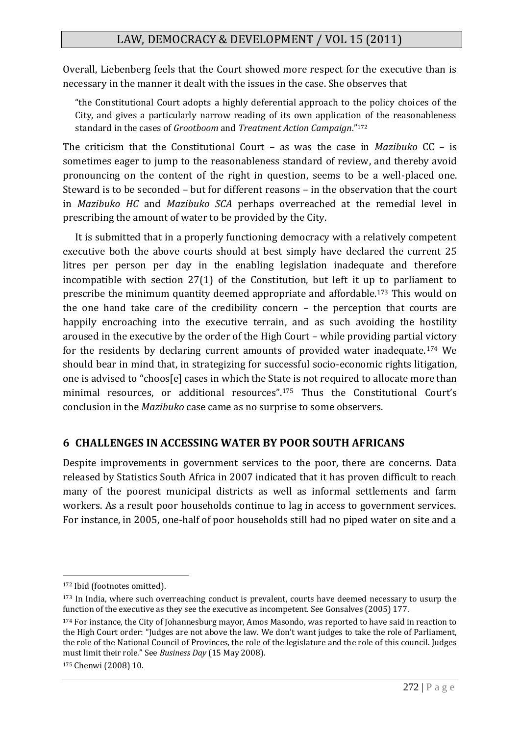Overall, Liebenberg feels that the Court showed more respect for the executive than is necessary in the manner it dealt with the issues in the case. She observes that

> "the Constitutional Court adopts a highly deferential approach to the policy choices of the City, and gives a particularly narrow reading of its own application of the reasonableness standard in the cases of *Grootboom* and *Treatment Action Campaign*."[172]

The criticism that the Constitutional Court – as was the case in *Mazibuko* CC – is sometimes eager to jump to the reasonableness standard of review, and thereby avoid pronouncing on the content of the right in question, seems to be a well-placed one. Steward is to be seconded – but for different reasons – in the observation that the court in *Mazibuko HC* and *Mazibuko SCA* perhaps overreached at the remedial level in prescribing the amount of water to be provided by the City.

It is submitted that in a properly functioning democracy with a relatively competent executive both the above courts should at best simply have declared the current 25 litres per person per day in the enabling legislation inadequate and therefore incompatible with section 27(1) of the Constitution, but left it up to parliament to prescribe the minimum quantity deemed appropriate and affordable.[173] This would on the one hand take care of the credibility concern – the perception that courts are happily encroaching into the executive terrain, and as such avoiding the hostility aroused in the executive by the order of the High Court – while providing partial victory for the residents by declaring current amounts of provided water inadequate.[174] We should bear in mind that, in strategizing for successful socio-economic rights litigation, one is advised to "choos[e] cases in which the State is not required to allocate more than minimal resources, or additional resources".[175] Thus the Constitutional Court's conclusion in the *Mazibuko* case came as no surprise to some observers.

## 6 CHALLENGES IN ACCESSING WATER BY POOR SOUTH AFRICANS

Despite improvements in government services to the poor, there are concerns. Data released by Statistics South Africa in 2007 indicated that it has proven difficult to reach many of the poorest municipal districts as well as informal settlements and farm workers. As a result poor households continue to lag in access to government services. For instance, in 2005, one-half of poor households still had no piped water on site and a

---

[172] Ibid (footnotes omitted).

[173] In India, where such overreaching conduct is prevalent, courts have deemed necessary to usurp the function of the executive as they see the executive as incompetent. See Gonsalves (2005) 177.

[174] For instance, the City of Johannesburg mayor, Amos Masondo, was reported to have said in reaction to the High Court order: "Judges are not above the law. We don't want judges to take the role of Parliament, the role of the National Council of Provinces, the role of the legislature and the role of this council. Judges must limit their role." See *Business Day* (15 May 2008).

[175] Chenwi (2008) 10.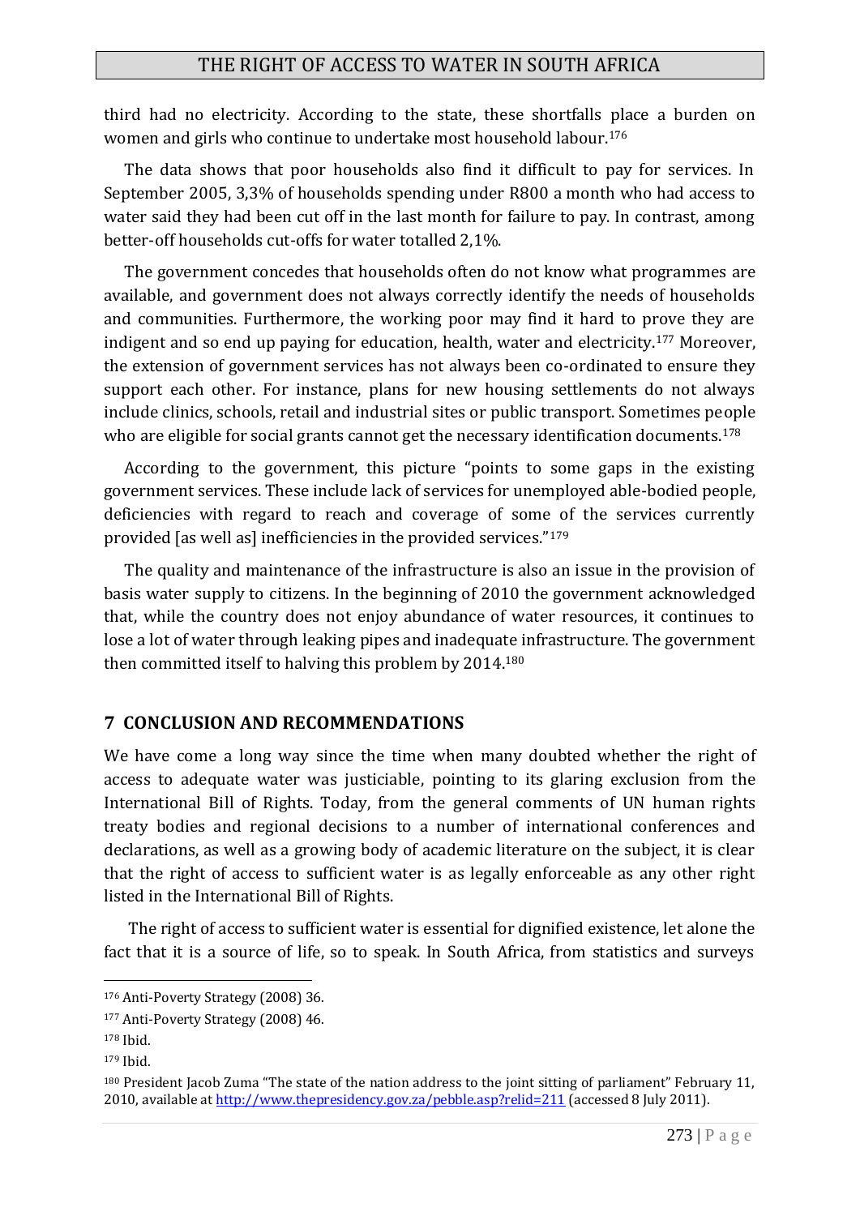third had no electricity. According to the state, these shortfalls place a burden on women and girls who continue to undertake most household labour.[176]

The data shows that poor households also find it difficult to pay for services. In September 2005, 3,3% of households spending under R800 a month who had access to water said they had been cut off in the last month for failure to pay. In contrast, among better-off households cut-offs for water totalled 2,1%.

The government concedes that households often do not know what programmes are available, and government does not always correctly identify the needs of households and communities. Furthermore, the working poor may find it hard to prove they are indigent and so end up paying for education, health, water and electricity.[177] Moreover, the extension of government services has not always been co-ordinated to ensure they support each other. For instance, plans for new housing settlements do not always include clinics, schools, retail and industrial sites or public transport. Sometimes people who are eligible for social grants cannot get the necessary identification documents.[178]

According to the government, this picture "points to some gaps in the existing government services. These include lack of services for unemployed able-bodied people, deficiencies with regard to reach and coverage of some of the services currently provided [as well as] inefficiencies in the provided services."[179]

The quality and maintenance of the infrastructure is also an issue in the provision of basis water supply to citizens. In the beginning of 2010 the government acknowledged that, while the country does not enjoy abundance of water resources, it continues to lose a lot of water through leaking pipes and inadequate infrastructure. The government then committed itself to halving this problem by 2014.[180]

## 7 CONCLUSION AND RECOMMENDATIONS

We have come a long way since the time when many doubted whether the right of access to adequate water was justiciable, pointing to its glaring exclusion from the International Bill of Rights. Today, from the general comments of UN human rights treaty bodies and regional decisions to a number of international conferences and declarations, as well as a growing body of academic literature on the subject, it is clear that the right of access to sufficient water is as legally enforceable as any other right listed in the International Bill of Rights.

The right of access to sufficient water is essential for dignified existence, let alone the fact that it is a source of life, so to speak. In South Africa, from statistics and surveys

---

[176] Anti-Poverty Strategy (2008) 36.

[177] Anti-Poverty Strategy (2008) 46.

[178] Ibid.

[179] Ibid.

[180] President Jacob Zuma "The state of the nation address to the joint sitting of parliament" February 11, 2010, available at http://www.thepresidency.gov.za/pebble.asp?relid=211 (accessed 8 July 2011).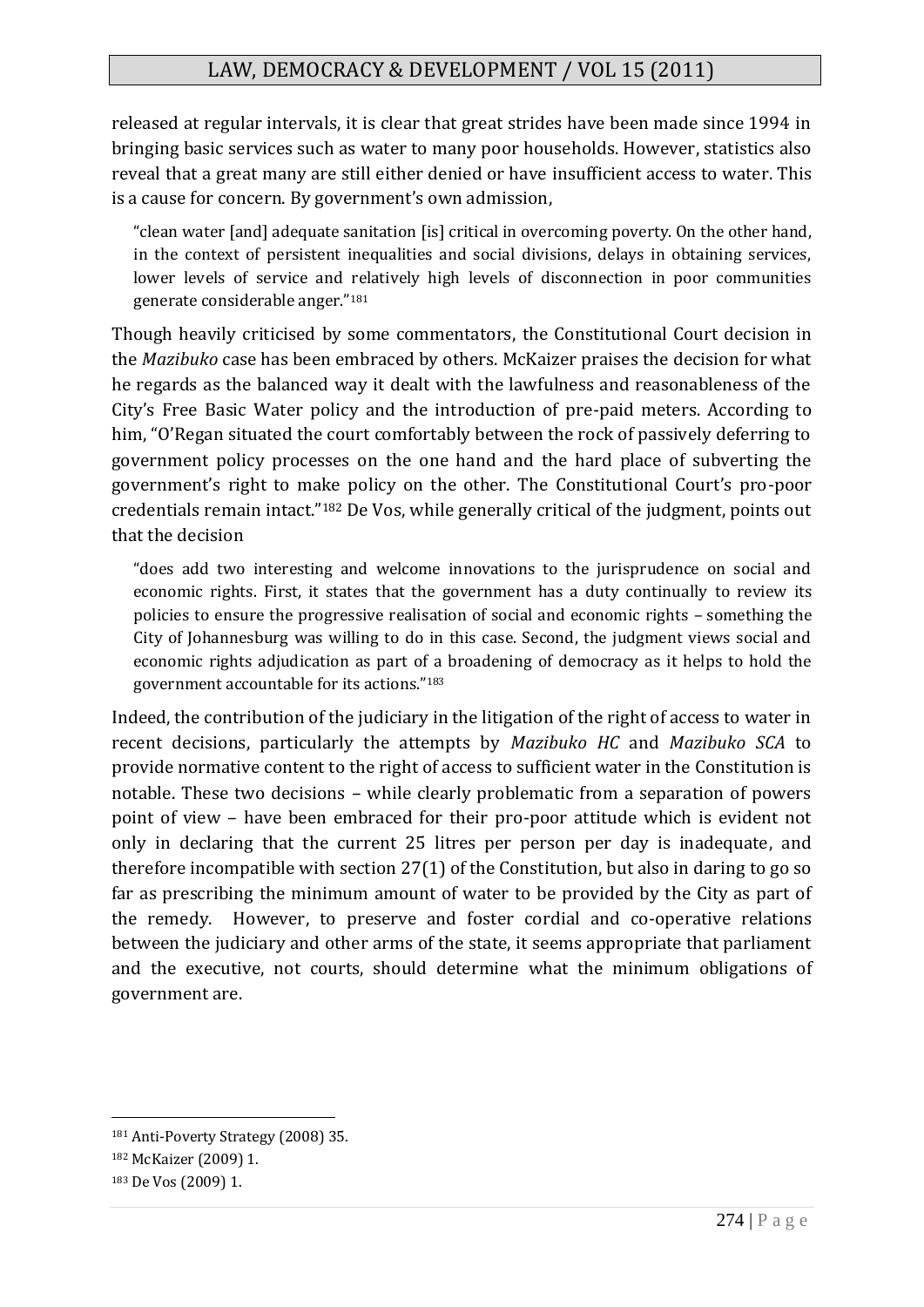released at regular intervals, it is clear that great strides have been made since 1994 in bringing basic services such as water to many poor households. However, statistics also reveal that a great many are still either denied or have insufficient access to water. This is a cause for concern. By government's own admission,

> "clean water [and] adequate sanitation [is] critical in overcoming poverty. On the other hand, in the context of persistent inequalities and social divisions, delays in obtaining services, lower levels of service and relatively high levels of disconnection in poor communities generate considerable anger."[181]

Though heavily criticised by some commentators, the Constitutional Court decision in the *Mazibuko* case has been embraced by others. McKaizer praises the decision for what he regards as the balanced way it dealt with the lawfulness and reasonableness of the City's Free Basic Water policy and the introduction of pre-paid meters. According to him, "O'Regan situated the court comfortably between the rock of passively deferring to government policy processes on the one hand and the hard place of subverting the government's right to make policy on the other. The Constitutional Court's pro-poor credentials remain intact."[182] De Vos, while generally critical of the judgment, points out that the decision

> "does add two interesting and welcome innovations to the jurisprudence on social and economic rights. First, it states that the government has a duty continually to review its policies to ensure the progressive realisation of social and economic rights – something the City of Johannesburg was willing to do in this case. Second, the judgment views social and economic rights adjudication as part of a broadening of democracy as it helps to hold the government accountable for its actions."[183]

Indeed, the contribution of the judiciary in the litigation of the right of access to water in recent decisions, particularly the attempts by *Mazibuko HC* and *Mazibuko SCA* to provide normative content to the right of access to sufficient water in the Constitution is notable. These two decisions – while clearly problematic from a separation of powers point of view – have been embraced for their pro-poor attitude which is evident not only in declaring that the current 25 litres per person per day is inadequate, and therefore incompatible with section 27(1) of the Constitution, but also in daring to go so far as prescribing the minimum amount of water to be provided by the City as part of the remedy. However, to preserve and foster cordial and co-operative relations between the judiciary and other arms of the state, it seems appropriate that parliament and the executive, not courts, should determine what the minimum obligations of government are.

---

[181] Anti-Poverty Strategy (2008) 35.

[182] McKaizer (2009) 1.

[183] De Vos (2009) 1.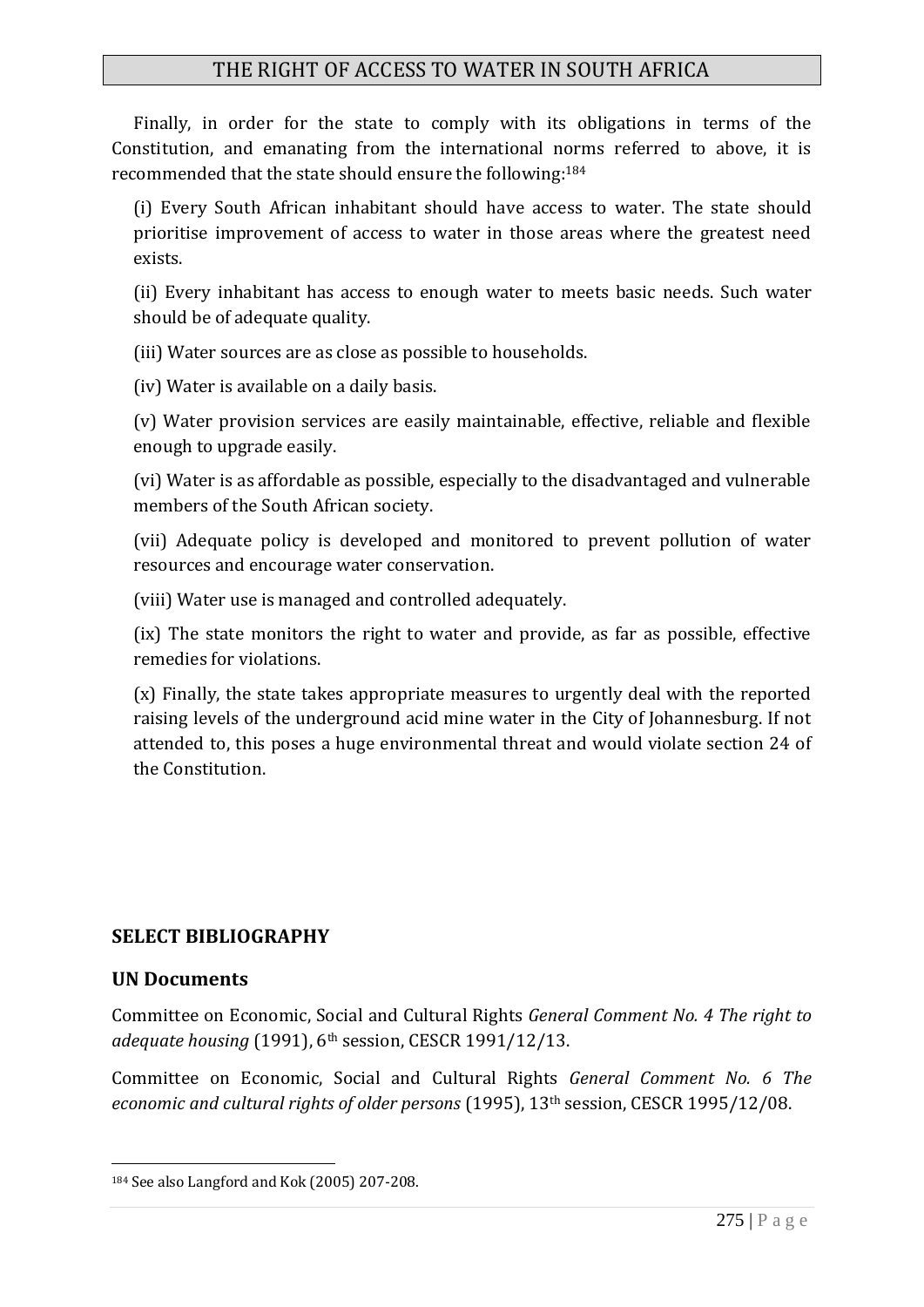Finally, in order for the state to comply with its obligations in terms of the Constitution, and emanating from the international norms referred to above, it is recommended that the state should ensure the following:[184]

(i) Every South African inhabitant should have access to water. The state should prioritise improvement of access to water in those areas where the greatest need exists.

(ii) Every inhabitant has access to enough water to meets basic needs. Such water should be of adequate quality.

(iii) Water sources are as close as possible to households.

(iv) Water is available on a daily basis.

(v) Water provision services are easily maintainable, effective, reliable and flexible enough to upgrade easily.

(vi) Water is as affordable as possible, especially to the disadvantaged and vulnerable members of the South African society.

(vii) Adequate policy is developed and monitored to prevent pollution of water resources and encourage water conservation.

(viii) Water use is managed and controlled adequately.

(ix) The state monitors the right to water and provide, as far as possible, effective remedies for violations.

(x) Finally, the state takes appropriate measures to urgently deal with the reported raising levels of the underground acid mine water in the City of Johannesburg. If not attended to, this poses a huge environmental threat and would violate section 24 of the Constitution.

## SELECT BIBLIOGRAPHY

### UN Documents

Committee on Economic, Social and Cultural Rights *General Comment No. 4 The right to adequate housing* (1991), 6th session, CESCR 1991/12/13.

Committee on Economic, Social and Cultural Rights *General Comment No. 6 The economic and cultural rights of older persons* (1995), 13th session, CESCR 1995/12/08.

---

[184] See also Langford and Kok (2005) 207-208.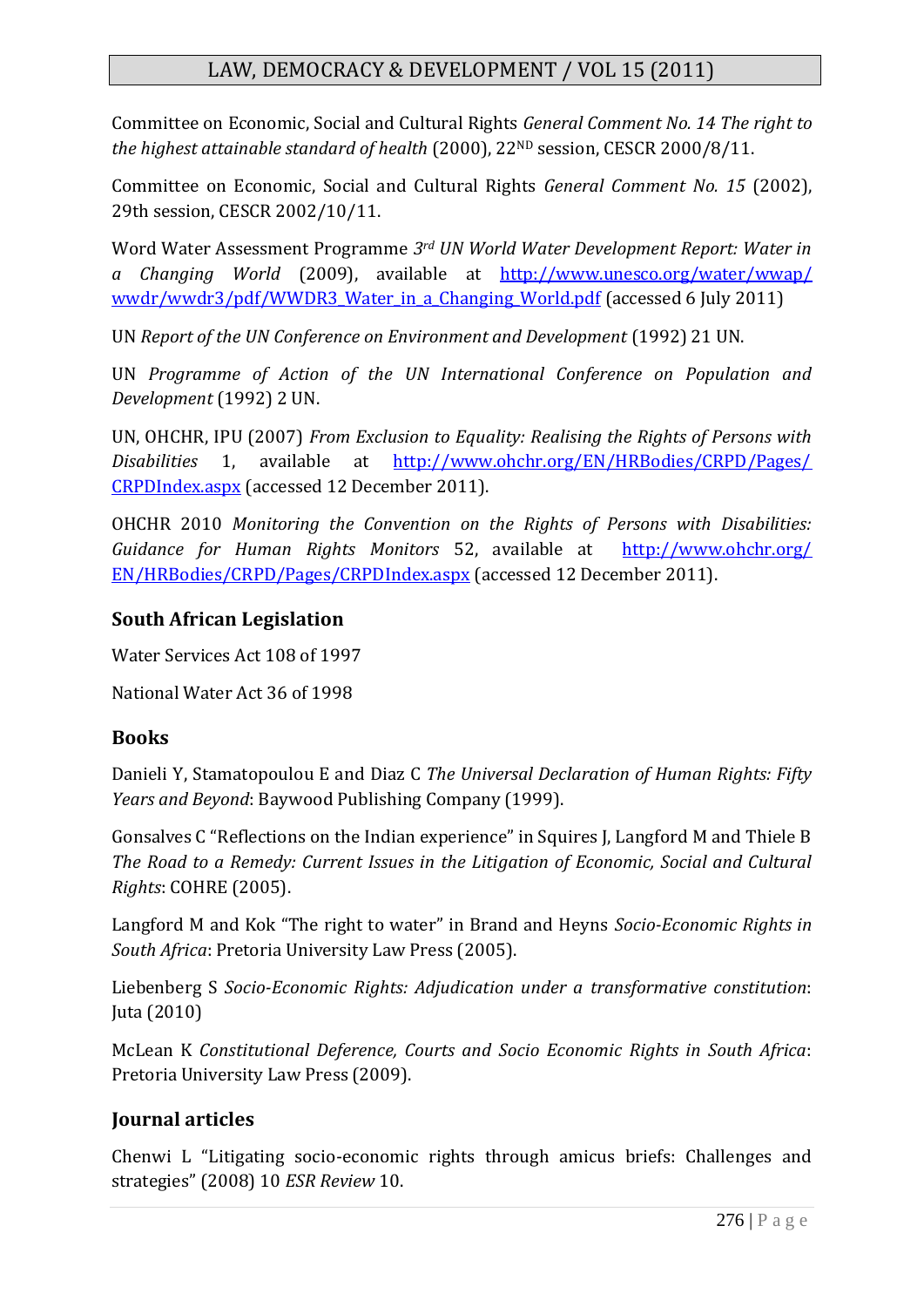Committee on Economic, Social and Cultural Rights *General Comment No. 14 The right to the highest attainable standard of health* (2000), 22ND session, CESCR 2000/8/11.

Committee on Economic, Social and Cultural Rights *General Comment No. 15* (2002), 29th session, CESCR 2002/10/11.

Word Water Assessment Programme *3rd UN World Water Development Report: Water in a Changing World* (2009), available at http://www.unesco.org/water/wwap/wwdr/wwdr3/pdf/WWDR3_Water_in_a_Changing_World.pdf (accessed 6 July 2011)

UN *Report of the UN Conference on Environment and Development* (1992) 21 UN.

UN *Programme of Action of the UN International Conference on Population and Development* (1992) 2 UN.

UN, OHCHR, IPU (2007) *From Exclusion to Equality: Realising the Rights of Persons with Disabilities* 1, available at http://www.ohchr.org/EN/HRBodies/CRPD/Pages/CRPDIndex.aspx (accessed 12 December 2011).

OHCHR 2010 *Monitoring the Convention on the Rights of Persons with Disabilities: Guidance for Human Rights Monitors* 52, available at http://www.ohchr.org/EN/HRBodies/CRPD/Pages/CRPDIndex.aspx (accessed 12 December 2011).

## South African Legislation

Water Services Act 108 of 1997

National Water Act 36 of 1998

## Books

Danieli Y, Stamatopoulou E and Diaz C *The Universal Declaration of Human Rights: Fifty Years and Beyond*: Baywood Publishing Company (1999).

Gonsalves C "Reflections on the Indian experience" in Squires J, Langford M and Thiele B *The Road to a Remedy: Current Issues in the Litigation of Economic, Social and Cultural Rights*: COHRE (2005).

Langford M and Kok "The right to water" in Brand and Heyns *Socio-Economic Rights in South Africa*: Pretoria University Law Press (2005).

Liebenberg S *Socio-Economic Rights: Adjudication under a transformative constitution*: Juta (2010)

McLean K *Constitutional Deference, Courts and Socio Economic Rights in South Africa*: Pretoria University Law Press (2009).

## Journal articles

Chenwi L "Litigating socio-economic rights through amicus briefs: Challenges and strategies" (2008) 10 *ESR Review* 10.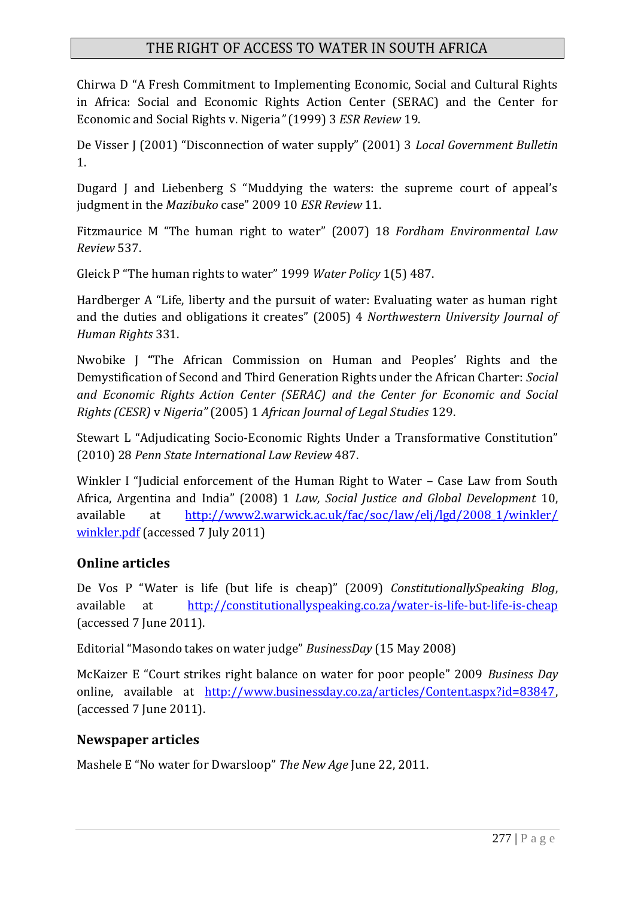Chirwa D "A Fresh Commitment to Implementing Economic, Social and Cultural Rights in Africa: Social and Economic Rights Action Center (SERAC) and the Center for Economic and Social Rights v. Nigeria*"* (1999) 3 *ESR Review* 19.

De Visser J (2001) "Disconnection of water supply" (2001) 3 *Local Government Bulletin* 1.

Dugard J and Liebenberg S "Muddying the waters: the supreme court of appeal's judgment in the *Mazibuko* case" 2009 10 *ESR Review* 11.

Fitzmaurice M "The human right to water" (2007) 18 *Fordham Environmental Law Review* 537.

Gleick P "The human rights to water" 1999 *Water Policy* 1(5) 487.

Hardberger A "Life, liberty and the pursuit of water: Evaluating water as human right and the duties and obligations it creates" (2005) 4 *Northwestern University Journal of Human Rights* 331.

Nwobike J **"**The African Commission on Human and Peoples' Rights and the Demystification of Second and Third Generation Rights under the African Charter: *Social and Economic Rights Action Center (SERAC) and the Center for Economic and Social Rights (CESR)* v *Nigeria"* (2005) 1 *African Journal of Legal Studies* 129.

Stewart L "Adjudicating Socio-Economic Rights Under a Transformative Constitution" (2010) 28 *Penn State International Law Review* 487.

Winkler I "Judicial enforcement of the Human Right to Water – Case Law from South Africa, Argentina and India" (2008) 1 *Law, Social Justice and Global Development* 10, available at http://www2.warwick.ac.uk/fac/soc/law/elj/lgd/2008_1/winkler/winkler.pdf (accessed 7 July 2011)

## Online articles

De Vos P "Water is life (but life is cheap)" (2009) *ConstitutionallySpeaking Blog*, available at http://constitutionallyspeaking.co.za/water-is-life-but-life-is-cheap (accessed 7 June 2011).

Editorial "Masondo takes on water judge" *BusinessDay* (15 May 2008)

McKaizer E "Court strikes right balance on water for poor people" 2009 *Business Day* online, available at http://www.businessday.co.za/articles/Content.aspx?id=83847, (accessed 7 June 2011).

## Newspaper articles

Mashele E "No water for Dwarsloop" *The New Age* June 22, 2011.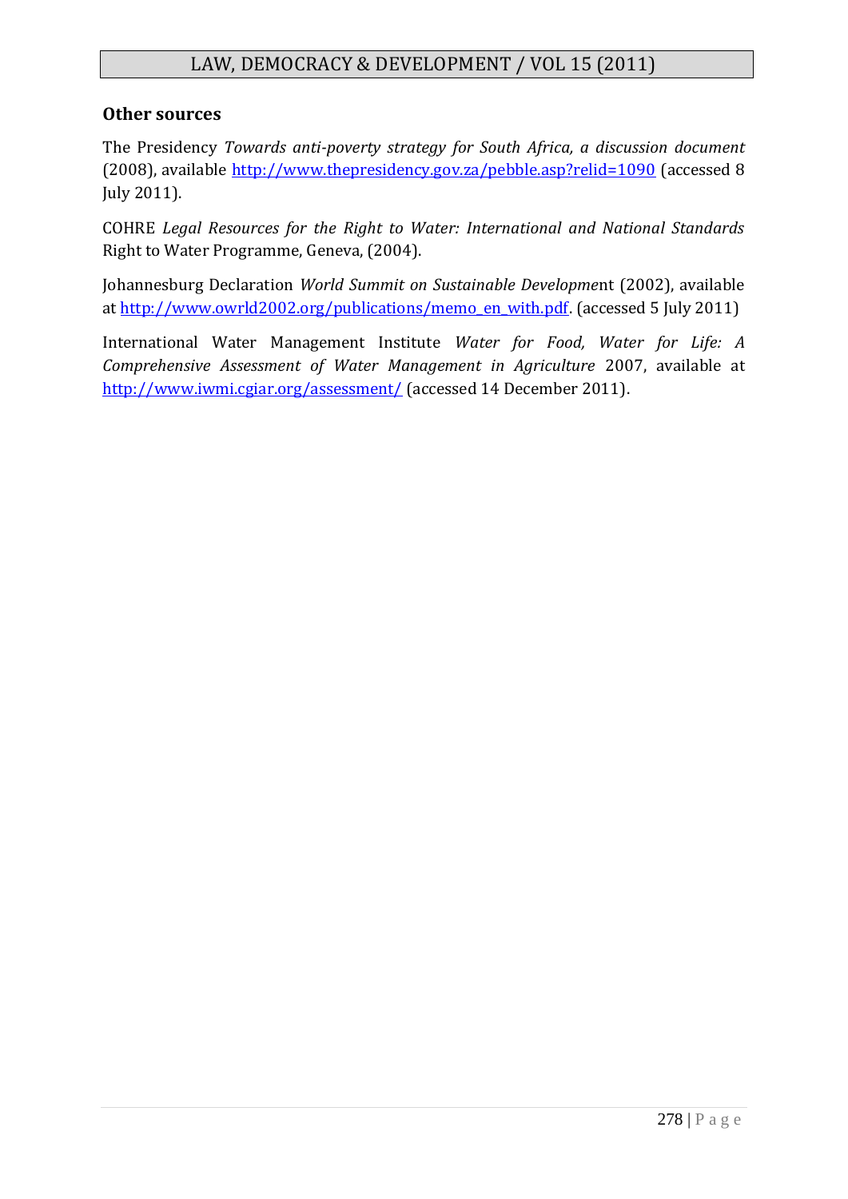### Other sources

The Presidency *Towards anti-poverty strategy for South Africa, a discussion document* (2008), available http://www.thepresidency.gov.za/pebble.asp?relid=1090 (accessed 8 July 2011).

COHRE *Legal Resources for the Right to Water: International and National Standards* Right to Water Programme, Geneva, (2004).

Johannesburg Declaration *World Summit on Sustainable Developme*nt (2002), available at http://www.owrld2002.org/publications/memo_en_with.pdf. (accessed 5 July 2011)

International Water Management Institute *Water for Food, Water for Life: A Comprehensive Assessment of Water Management in Agriculture* 2007, available at http://www.iwmi.cgiar.org/assessment/ (accessed 14 December 2011).